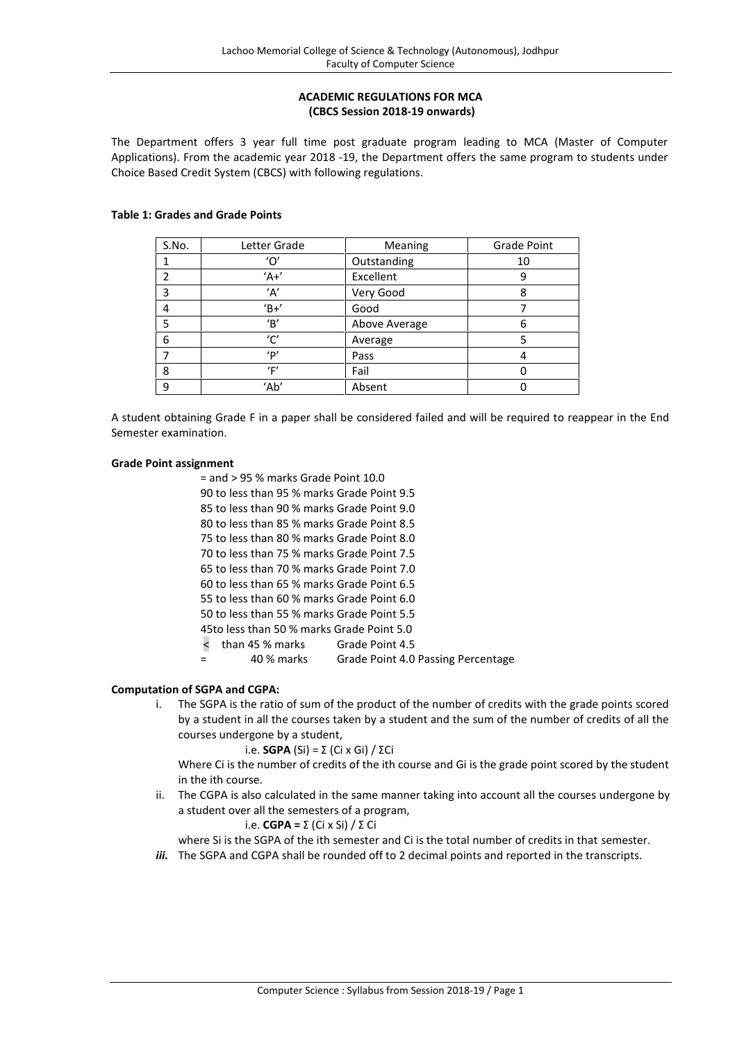## ACADEMIC REGULATIONS FOR MCA
## (CBCS Session 2018-19 onwards)

The Department offers 3 year full time post graduate program leading to MCA (Master of Computer Applications). From the academic year 2018 -19, the Department offers the same program to students under Choice Based Credit System (CBCS) with following regulations.

**Table 1: Grades and Grade Points**

| S.No. | Letter Grade | Meaning | Grade Point |
|---|---|---|---|
| 1 | 'O' | Outstanding | 10 |
| 2 | 'A+' | Excellent | 9 |
| 3 | 'A' | Very Good | 8 |
| 4 | 'B+' | Good | 7 |
| 5 | 'B' | Above Average | 6 |
| 6 | 'C' | Average | 5 |
| 7 | 'P' | Pass | 4 |
| 8 | 'F' | Fail | 0 |
| 9 | 'Ab' | Absent | 0 |

A student obtaining Grade F in a paper shall be considered failed and will be required to reappear in the End Semester examination.

**Grade Point assignment**

= and > 95 % marks Grade Point 10.0
90 to less than 95 % marks Grade Point 9.5
85 to less than 90 % marks Grade Point 9.0
80 to less than 85 % marks Grade Point 8.5
75 to less than 80 % marks Grade Point 8.0
70 to less than 75 % marks Grade Point 7.5
65 to less than 70 % marks Grade Point 7.0
60 to less than 65 % marks Grade Point 6.5
55 to less than 60 % marks Grade Point 6.0
50 to less than 55 % marks Grade Point 5.5
45to less than 50 % marks Grade Point 5.0
< than 45 % marks Grade Point 4.5
= 40 % marks Grade Point 4.0 Passing Percentage

**Computation of SGPA and CGPA:**

i. The SGPA is the ratio of sum of the product of the number of credits with the grade points scored by a student in all the courses taken by a student and the sum of the number of credits of all the courses undergone by a student,

   i.e. **SGPA** (Si) = Σ (Ci x Gi) / ΣCi

   Where Ci is the number of credits of the ith course and Gi is the grade point scored by the student in the ith course.

ii. The CGPA is also calculated in the same manner taking into account all the courses undergone by a student over all the semesters of a program,

   i.e. **CGPA =** Σ (Ci x Si) / Σ Ci

   where Si is the SGPA of the ith semester and Ci is the total number of credits in that semester.

***iii.*** The SGPA and CGPA shall be rounded off to 2 decimal points and reported in the transcripts.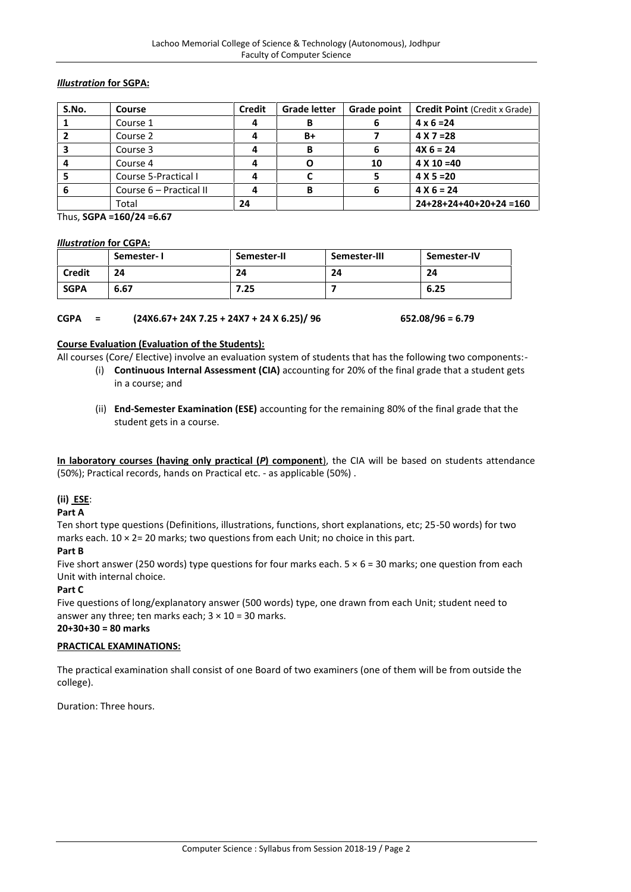***Illustration* for SGPA:**

| S.No. | Course | Credit | Grade letter | Grade point | Credit Point (Credit x Grade) |
|---|---|---|---|---|---|
| **1** | Course 1 | **4** | **B** | **6** | **4 x 6 =24** |
| **2** | Course 2 | **4** | **B+** | **7** | **4 X 7 =28** |
| **3** | Course 3 | **4** | **B** | **6** | **4X 6 = 24** |
| **4** | Course 4 | **4** | **O** | **10** | **4 X 10 =40** |
| **5** | Course 5-Practical I | **4** | **C** | **5** | **4 X 5 =20** |
| **6** | Course 6 – Practical II | **4** | **B** | **6** | **4 X 6 = 24** |
| | Total | **24** | | | **24+28+24+40+20+24 =160** |

Thus, **SGPA =160/24 =6.67**

***Illustration* for CGPA:**

| | Semester- I | Semester-II | Semester-III | Semester-IV |
|---|---|---|---|---|
| **Credit** | **24** | **24** | **24** | **24** |
| **SGPA** | **6.67** | **7.25** | **7** | **6.25** |

**CGPA = (24X6.67+ 24X 7.25 + 24X7 + 24 X 6.25)/ 96 652.08/96 = 6.79**

**Course Evaluation (Evaluation of the Students):**

All courses (Core/ Elective) involve an evaluation system of students that has the following two components:-

(i) **Continuous Internal Assessment (CIA)** accounting for 20% of the final grade that a student gets in a course; and

(ii) **End-Semester Examination (ESE)** accounting for the remaining 80% of the final grade that the student gets in a course.

**In laboratory courses (having only practical (*P*) component**), the CIA will be based on students attendance (50%); Practical records, hands on Practical etc. - as applicable (50%) .

**(ii) ESE**:

**Part A**

Ten short type questions (Definitions, illustrations, functions, short explanations, etc; 25-50 words) for two marks each. 10 × 2= 20 marks; two questions from each Unit; no choice in this part.

**Part B**

Five short answer (250 words) type questions for four marks each. 5 × 6 = 30 marks; one question from each Unit with internal choice.

**Part C**

Five questions of long/explanatory answer (500 words) type, one drawn from each Unit; student need to answer any three; ten marks each; 3 × 10 = 30 marks.

**20+30+30 = 80 marks**

**PRACTICAL EXAMINATIONS:**

The practical examination shall consist of one Board of two examiners (one of them will be from outside the college).

Duration: Three hours.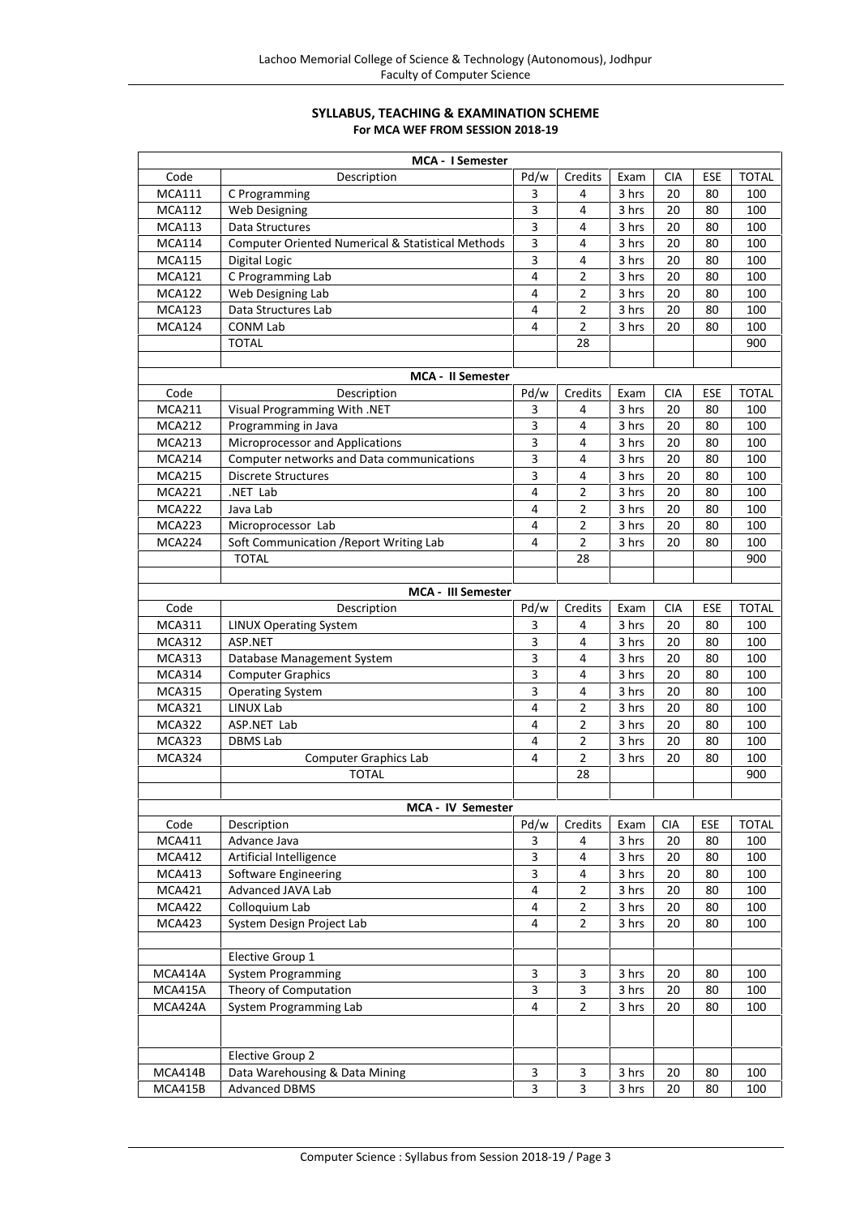**SYLLABUS, TEACHING & EXAMINATION SCHEME**
**For MCA WEF FROM SESSION 2018-19**

| MCA - I Semester | | | | | | | |
|---|---|---|---|---|---|---|---|
| Code | Description | Pd/w | Credits | Exam | CIA | ESE | TOTAL |
| MCA111 | C Programming | 3 | 4 | 3 hrs | 20 | 80 | 100 |
| MCA112 | Web Designing | 3 | 4 | 3 hrs | 20 | 80 | 100 |
| MCA113 | Data Structures | 3 | 4 | 3 hrs | 20 | 80 | 100 |
| MCA114 | Computer Oriented Numerical & Statistical Methods | 3 | 4 | 3 hrs | 20 | 80 | 100 |
| MCA115 | Digital Logic | 3 | 4 | 3 hrs | 20 | 80 | 100 |
| MCA121 | C Programming Lab | 4 | 2 | 3 hrs | 20 | 80 | 100 |
| MCA122 | Web Designing Lab | 4 | 2 | 3 hrs | 20 | 80 | 100 |
| MCA123 | Data Structures Lab | 4 | 2 | 3 hrs | 20 | 80 | 100 |
| MCA124 | CONM Lab | 4 | 2 | 3 hrs | 20 | 80 | 100 |
| | TOTAL | | 28 | | | | 900 |
| | | | | | | | |
| **MCA - II Semester** | | | | | | | |
| Code | Description | Pd/w | Credits | Exam | CIA | ESE | TOTAL |
| MCA211 | Visual Programming With .NET | 3 | 4 | 3 hrs | 20 | 80 | 100 |
| MCA212 | Programming in Java | 3 | 4 | 3 hrs | 20 | 80 | 100 |
| MCA213 | Microprocessor and Applications | 3 | 4 | 3 hrs | 20 | 80 | 100 |
| MCA214 | Computer networks and Data communications | 3 | 4 | 3 hrs | 20 | 80 | 100 |
| MCA215 | Discrete Structures | 3 | 4 | 3 hrs | 20 | 80 | 100 |
| MCA221 | .NET Lab | 4 | 2 | 3 hrs | 20 | 80 | 100 |
| MCA222 | Java Lab | 4 | 2 | 3 hrs | 20 | 80 | 100 |
| MCA223 | Microprocessor Lab | 4 | 2 | 3 hrs | 20 | 80 | 100 |
| MCA224 | Soft Communication /Report Writing Lab | 4 | 2 | 3 hrs | 20 | 80 | 100 |
| | TOTAL | | 28 | | | | 900 |
| | | | | | | | |
| **MCA - III Semester** | | | | | | | |
| Code | Description | Pd/w | Credits | Exam | CIA | ESE | TOTAL |
| MCA311 | LINUX Operating System | 3 | 4 | 3 hrs | 20 | 80 | 100 |
| MCA312 | ASP.NET | 3 | 4 | 3 hrs | 20 | 80 | 100 |
| MCA313 | Database Management System | 3 | 4 | 3 hrs | 20 | 80 | 100 |
| MCA314 | Computer Graphics | 3 | 4 | 3 hrs | 20 | 80 | 100 |
| MCA315 | Operating System | 3 | 4 | 3 hrs | 20 | 80 | 100 |
| MCA321 | LINUX Lab | 4 | 2 | 3 hrs | 20 | 80 | 100 |
| MCA322 | ASP.NET Lab | 4 | 2 | 3 hrs | 20 | 80 | 100 |
| MCA323 | DBMS Lab | 4 | 2 | 3 hrs | 20 | 80 | 100 |
| MCA324 | Computer Graphics Lab | 4 | 2 | 3 hrs | 20 | 80 | 100 |
| | TOTAL | | 28 | | | | 900 |
| | | | | | | | |
| **MCA - IV Semester** | | | | | | | |
| Code | Description | Pd/w | Credits | Exam | CIA | ESE | TOTAL |
| MCA411 | Advance Java | 3 | 4 | 3 hrs | 20 | 80 | 100 |
| MCA412 | Artificial Intelligence | 3 | 4 | 3 hrs | 20 | 80 | 100 |
| MCA413 | Software Engineering | 3 | 4 | 3 hrs | 20 | 80 | 100 |
| MCA421 | Advanced JAVA Lab | 4 | 2 | 3 hrs | 20 | 80 | 100 |
| MCA422 | Colloquium Lab | 4 | 2 | 3 hrs | 20 | 80 | 100 |
| MCA423 | System Design Project Lab | 4 | 2 | 3 hrs | 20 | 80 | 100 |
| | | | | | | | |
| | Elective Group 1 | | | | | | |
| MCA414A | System Programming | 3 | 3 | 3 hrs | 20 | 80 | 100 |
| MCA415A | Theory of Computation | 3 | 3 | 3 hrs | 20 | 80 | 100 |
| MCA424A | System Programming Lab | 4 | 2 | 3 hrs | 20 | 80 | 100 |
| | | | | | | | |
| | Elective Group 2 | | | | | | |
| MCA414B | Data Warehousing & Data Mining | 3 | 3 | 3 hrs | 20 | 80 | 100 |
| MCA415B | Advanced DBMS | 3 | 3 | 3 hrs | 20 | 80 | 100 |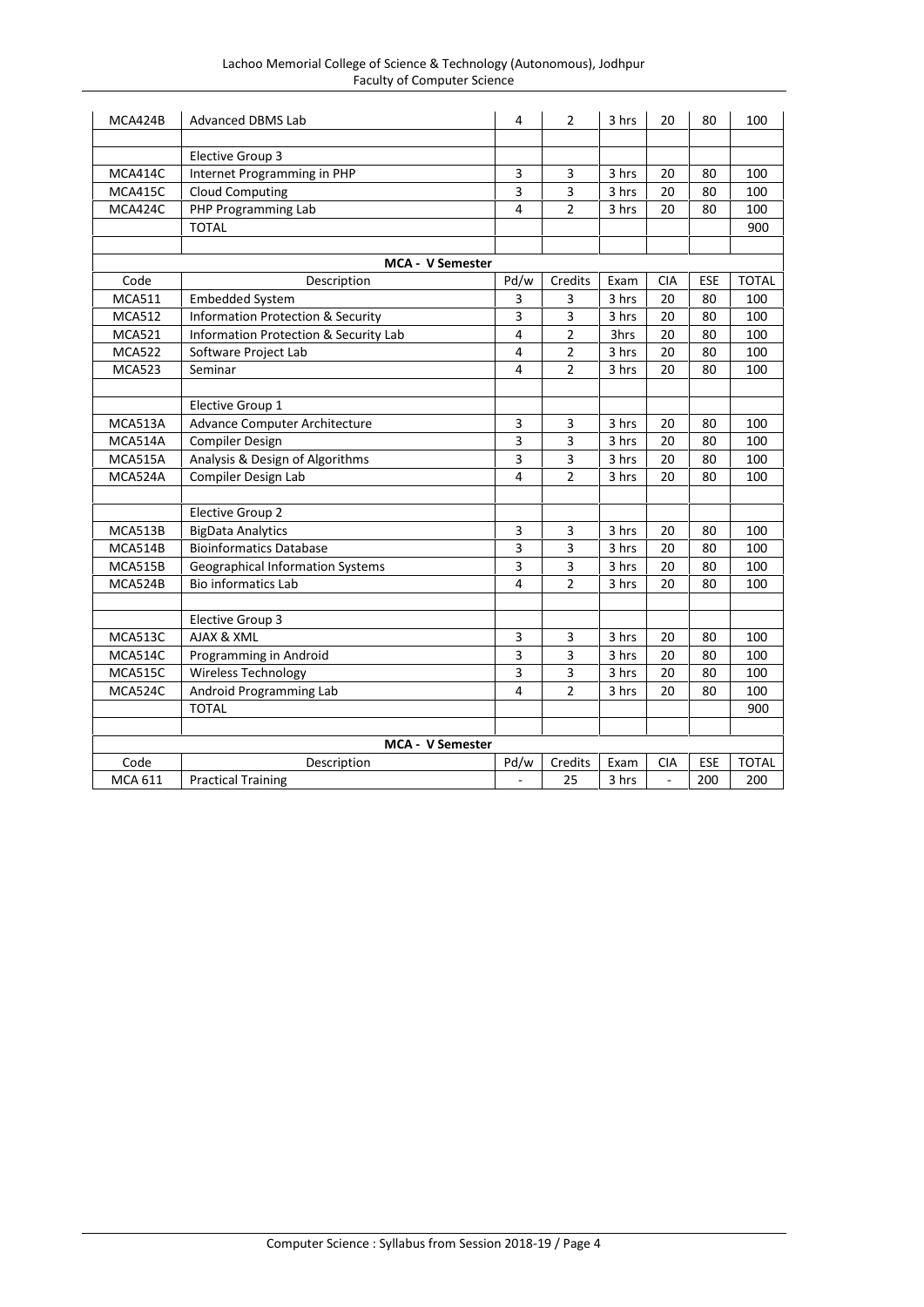| | | | | | | | |
|---|---|---|---|---|---|---|---|
| MCA424B | Advanced DBMS Lab | 4 | 2 | 3 hrs | 20 | 80 | 100 |
| | | | | | | | |
| | Elective Group 3 | | | | | | |
| MCA414C | Internet Programming in PHP | 3 | 3 | 3 hrs | 20 | 80 | 100 |
| MCA415C | Cloud Computing | 3 | 3 | 3 hrs | 20 | 80 | 100 |
| MCA424C | PHP Programming Lab | 4 | 2 | 3 hrs | 20 | 80 | 100 |
| | TOTAL | | | | | | 900 |

**MCA - V Semester**

| Code | Description | Pd/w | Credits | Exam | CIA | ESE | TOTAL |
|---|---|---|---|---|---|---|---|
| MCA511 | Embedded System | 3 | 3 | 3 hrs | 20 | 80 | 100 |
| MCA512 | Information Protection & Security | 3 | 3 | 3 hrs | 20 | 80 | 100 |
| MCA521 | Information Protection & Security Lab | 4 | 2 | 3hrs | 20 | 80 | 100 |
| MCA522 | Software Project Lab | 4 | 2 | 3 hrs | 20 | 80 | 100 |
| MCA523 | Seminar | 4 | 2 | 3 hrs | 20 | 80 | 100 |
| | | | | | | | |
| | Elective Group 1 | | | | | | |
| MCA513A | Advance Computer Architecture | 3 | 3 | 3 hrs | 20 | 80 | 100 |
| MCA514A | Compiler Design | 3 | 3 | 3 hrs | 20 | 80 | 100 |
| MCA515A | Analysis & Design of Algorithms | 3 | 3 | 3 hrs | 20 | 80 | 100 |
| MCA524A | Compiler Design Lab | 4 | 2 | 3 hrs | 20 | 80 | 100 |
| | | | | | | | |
| | Elective Group 2 | | | | | | |
| MCA513B | BigData Analytics | 3 | 3 | 3 hrs | 20 | 80 | 100 |
| MCA514B | Bioinformatics Database | 3 | 3 | 3 hrs | 20 | 80 | 100 |
| MCA515B | Geographical Information Systems | 3 | 3 | 3 hrs | 20 | 80 | 100 |
| MCA524B | Bio informatics Lab | 4 | 2 | 3 hrs | 20 | 80 | 100 |
| | | | | | | | |
| | Elective Group 3 | | | | | | |
| MCA513C | AJAX & XML | 3 | 3 | 3 hrs | 20 | 80 | 100 |
| MCA514C | Programming in Android | 3 | 3 | 3 hrs | 20 | 80 | 100 |
| MCA515C | Wireless Technology | 3 | 3 | 3 hrs | 20 | 80 | 100 |
| MCA524C | Android Programming Lab | 4 | 2 | 3 hrs | 20 | 80 | 100 |
| | TOTAL | | | | | | 900 |

**MCA - V Semester**

| Code | Description | Pd/w | Credits | Exam | CIA | ESE | TOTAL |
|---|---|---|---|---|---|---|---|
| MCA 611 | Practical Training | - | 25 | 3 hrs | - | 200 | 200 |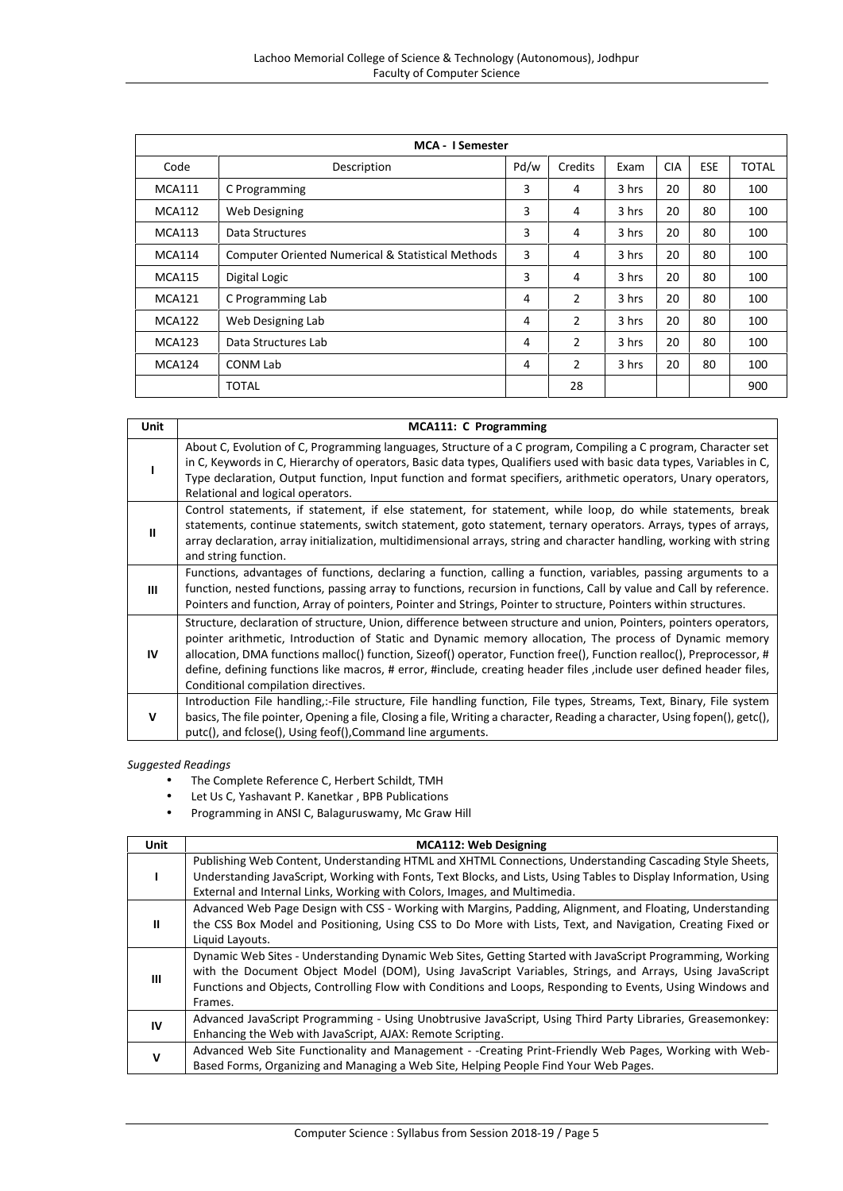| MCA - I Semester | | | | | | | |
|---|---|---|---|---|---|---|---|
| Code | Description | Pd/w | Credits | Exam | CIA | ESE | TOTAL |
| MCA111 | C Programming | 3 | 4 | 3 hrs | 20 | 80 | 100 |
| MCA112 | Web Designing | 3 | 4 | 3 hrs | 20 | 80 | 100 |
| MCA113 | Data Structures | 3 | 4 | 3 hrs | 20 | 80 | 100 |
| MCA114 | Computer Oriented Numerical & Statistical Methods | 3 | 4 | 3 hrs | 20 | 80 | 100 |
| MCA115 | Digital Logic | 3 | 4 | 3 hrs | 20 | 80 | 100 |
| MCA121 | C Programming Lab | 4 | 2 | 3 hrs | 20 | 80 | 100 |
| MCA122 | Web Designing Lab | 4 | 2 | 3 hrs | 20 | 80 | 100 |
| MCA123 | Data Structures Lab | 4 | 2 | 3 hrs | 20 | 80 | 100 |
| MCA124 | CONM Lab | 4 | 2 | 3 hrs | 20 | 80 | 100 |
| | TOTAL | | 28 | | | | 900 |

| Unit | MCA111: C Programming |
|---|---|
| I | About C, Evolution of C, Programming languages, Structure of a C program, Compiling a C program, Character set in C, Keywords in C, Hierarchy of operators, Basic data types, Qualifiers used with basic data types, Variables in C, Type declaration, Output function, Input function and format specifiers, arithmetic operators, Unary operators, Relational and logical operators. |
| II | Control statements, if statement, if else statement, for statement, while loop, do while statements, break statements, continue statements, switch statement, goto statement, ternary operators. Arrays, types of arrays, array declaration, array initialization, multidimensional arrays, string and character handling, working with string and string function. |
| III | Functions, advantages of functions, declaring a function, calling a function, variables, passing arguments to a function, nested functions, passing array to functions, recursion in functions, Call by value and Call by reference. Pointers and function, Array of pointers, Pointer and Strings, Pointer to structure, Pointers within structures. |
| IV | Structure, declaration of structure, Union, difference between structure and union, Pointers, pointers operators, pointer arithmetic, Introduction of Static and Dynamic memory allocation, The process of Dynamic memory allocation, DMA functions malloc() function, Sizeof() operator, Function free(), Function realloc(), Preprocessor, # define, defining functions like macros, # error, #include, creating header files ,include user defined header files, Conditional compilation directives. |
| V | Introduction File handling,:-File structure, File handling function, File types, Streams, Text, Binary, File system basics, The file pointer, Opening a file, Closing a file, Writing a character, Reading a character, Using fopen(), getc(), putc(), and fclose(), Using feof(),Command line arguments. |

*Suggested Readings*

- The Complete Reference C, Herbert Schildt, TMH
- Let Us C, Yashavant P. Kanetkar , BPB Publications
- Programming in ANSI C, Balaguruswamy, Mc Graw Hill

| Unit | MCA112: Web Designing |
|---|---|
| I | Publishing Web Content, Understanding HTML and XHTML Connections, Understanding Cascading Style Sheets, Understanding JavaScript, Working with Fonts, Text Blocks, and Lists, Using Tables to Display Information, Using External and Internal Links, Working with Colors, Images, and Multimedia. |
| II | Advanced Web Page Design with CSS - Working with Margins, Padding, Alignment, and Floating, Understanding the CSS Box Model and Positioning, Using CSS to Do More with Lists, Text, and Navigation, Creating Fixed or Liquid Layouts. |
| III | Dynamic Web Sites - Understanding Dynamic Web Sites, Getting Started with JavaScript Programming, Working with the Document Object Model (DOM), Using JavaScript Variables, Strings, and Arrays, Using JavaScript Functions and Objects, Controlling Flow with Conditions and Loops, Responding to Events, Using Windows and Frames. |
| IV | Advanced JavaScript Programming - Using Unobtrusive JavaScript, Using Third Party Libraries, Greasemonkey: Enhancing the Web with JavaScript, AJAX: Remote Scripting. |
| V | Advanced Web Site Functionality and Management - -Creating Print-Friendly Web Pages, Working with Web-Based Forms, Organizing and Managing a Web Site, Helping People Find Your Web Pages. |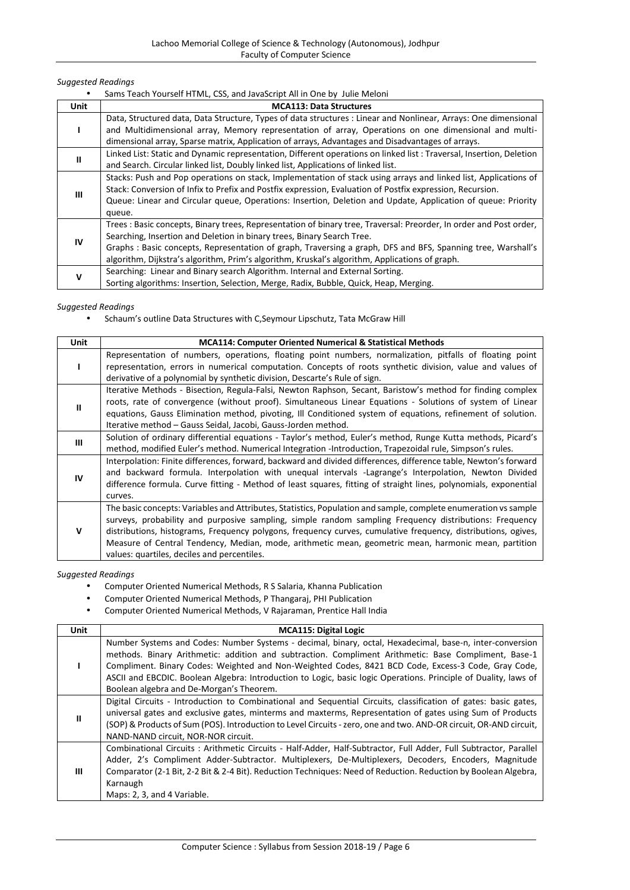*Suggested Readings*

- Sams Teach Yourself HTML, CSS, and JavaScript All in One by Julie Meloni

| Unit | MCA113: Data Structures |
|---|---|
| I | Data, Structured data, Data Structure, Types of data structures : Linear and Nonlinear, Arrays: One dimensional and Multidimensional array, Memory representation of array, Operations on one dimensional and multi-dimensional array, Sparse matrix, Application of arrays, Advantages and Disadvantages of arrays. |
| II | Linked List: Static and Dynamic representation, Different operations on linked list : Traversal, Insertion, Deletion and Search. Circular linked list, Doubly linked list, Applications of linked list. |
| III | Stacks: Push and Pop operations on stack, Implementation of stack using arrays and linked list, Applications of Stack: Conversion of Infix to Prefix and Postfix expression, Evaluation of Postfix expression, Recursion. Queue: Linear and Circular queue, Operations: Insertion, Deletion and Update, Application of queue: Priority queue. |
| IV | Trees : Basic concepts, Binary trees, Representation of binary tree, Traversal: Preorder, In order and Post order, Searching, Insertion and Deletion in binary trees, Binary Search Tree. Graphs : Basic concepts, Representation of graph, Traversing a graph, DFS and BFS, Spanning tree, Warshall's algorithm, Dijkstra's algorithm, Prim's algorithm, Kruskal's algorithm, Applications of graph. |
| V | Searching: Linear and Binary search Algorithm. Internal and External Sorting. Sorting algorithms: Insertion, Selection, Merge, Radix, Bubble, Quick, Heap, Merging. |

*Suggested Readings*

- Schaum's outline Data Structures with C,Seymour Lipschutz, Tata McGraw Hill

| Unit | MCA114: Computer Oriented Numerical & Statistical Methods |
|---|---|
| I | Representation of numbers, operations, floating point numbers, normalization, pitfalls of floating point representation, errors in numerical computation. Concepts of roots synthetic division, value and values of derivative of a polynomial by synthetic division, Descarte's Rule of sign. |
| II | Iterative Methods - Bisection, Regula-Falsi, Newton Raphson, Secant, Baristow's method for finding complex roots, rate of convergence (without proof). Simultaneous Linear Equations - Solutions of system of Linear equations, Gauss Elimination method, pivoting, Ill Conditioned system of equations, refinement of solution. Iterative method – Gauss Seidal, Jacobi, Gauss-Jorden method. |
| III | Solution of ordinary differential equations - Taylor's method, Euler's method, Runge Kutta methods, Picard's method, modified Euler's method. Numerical Integration -Introduction, Trapezoidal rule, Simpson's rules. |
| IV | Interpolation: Finite differences, forward, backward and divided differences, difference table, Newton's forward and backward formula. Interpolation with unequal intervals -Lagrange's Interpolation, Newton Divided difference formula. Curve fitting - Method of least squares, fitting of straight lines, polynomials, exponential curves. |
| V | The basic concepts: Variables and Attributes, Statistics, Population and sample, complete enumeration vs sample surveys, probability and purposive sampling, simple random sampling Frequency distributions: Frequency distributions, histograms, Frequency polygons, frequency curves, cumulative frequency, distributions, ogives, Measure of Central Tendency, Median, mode, arithmetic mean, geometric mean, harmonic mean, partition values: quartiles, deciles and percentiles. |

*Suggested Readings*

- Computer Oriented Numerical Methods, R S Salaria, Khanna Publication
- Computer Oriented Numerical Methods, P Thangaraj, PHI Publication
- Computer Oriented Numerical Methods, V Rajaraman, Prentice Hall India

| Unit | MCA115: Digital Logic |
|---|---|
| I | Number Systems and Codes: Number Systems - decimal, binary, octal, Hexadecimal, base-n, inter-conversion methods. Binary Arithmetic: addition and subtraction. Compliment Arithmetic: Base Compliment, Base-1 Compliment. Binary Codes: Weighted and Non-Weighted Codes, 8421 BCD Code, Excess-3 Code, Gray Code, ASCII and EBCDIC. Boolean Algebra: Introduction to Logic, basic logic Operations. Principle of Duality, laws of Boolean algebra and De-Morgan's Theorem. |
| II | Digital Circuits - Introduction to Combinational and Sequential Circuits, classification of gates: basic gates, universal gates and exclusive gates, minterms and maxterms, Representation of gates using Sum of Products (SOP) & Products of Sum (POS). Introduction to Level Circuits - zero, one and two. AND-OR circuit, OR-AND circuit, NAND-NAND circuit, NOR-NOR circuit. |
| III | Combinational Circuits : Arithmetic Circuits - Half-Adder, Half-Subtractor, Full Adder, Full Subtractor, Parallel Adder, 2's Compliment Adder-Subtractor. Multiplexers, De-Multiplexers, Decoders, Encoders, Magnitude Comparator (2-1 Bit, 2-2 Bit & 2-4 Bit). Reduction Techniques: Need of Reduction. Reduction by Boolean Algebra, Karnaugh Maps: 2, 3, and 4 Variable. |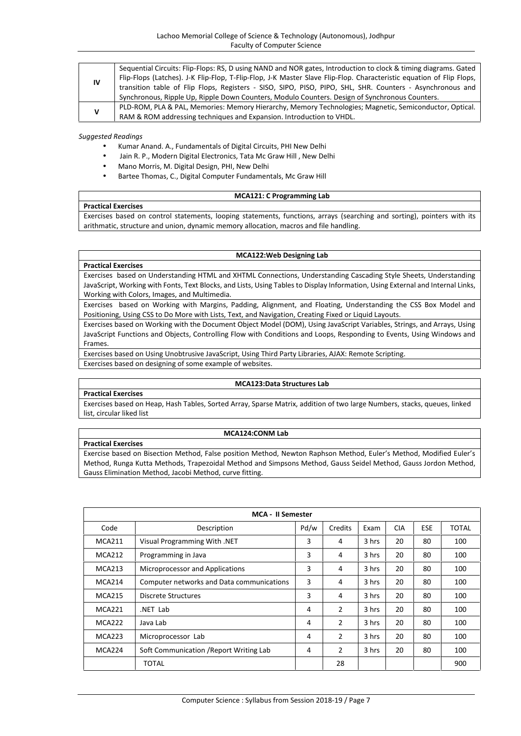| | |
|---|---|
| **IV** | Sequential Circuits: Flip-Flops: RS, D using NAND and NOR gates, Introduction to clock & timing diagrams. Gated Flip-Flops (Latches). J-K Flip-Flop, T-Flip-Flop, J-K Master Slave Flip-Flop. Characteristic equation of Flip Flops, transition table of Flip Flops, Registers - SISO, SIPO, PISO, PIPO, SHL, SHR. Counters - Asynchronous and Synchronous, Ripple Up, Ripple Down Counters, Modulo Counters. Design of Synchronous Counters. |
| **V** | PLD-ROM, PLA & PAL, Memories: Memory Hierarchy, Memory Technologies; Magnetic, Semiconductor, Optical. RAM & ROM addressing techniques and Expansion. Introduction to VHDL. |

*Suggested Readings*

- Kumar Anand. A., Fundamentals of Digital Circuits, PHI New Delhi
- Jain R. P., Modern Digital Electronics, Tata Mc Graw Hill , New Delhi
- Mano Morris, M. Digital Design, PHI, New Delhi
- Bartee Thomas, C., Digital Computer Fundamentals, Mc Graw Hill

| **MCA121: C Programming Lab** |
|---|
| **Practical Exercises** |
| Exercises based on control statements, looping statements, functions, arrays (searching and sorting), pointers with its arithmatic, structure and union, dynamic memory allocation, macros and file handling. |

| **MCA122:Web Designing Lab** |
|---|
| **Practical Exercises** |
| Exercises based on Understanding HTML and XHTML Connections, Understanding Cascading Style Sheets, Understanding JavaScript, Working with Fonts, Text Blocks, and Lists, Using Tables to Display Information, Using External and Internal Links, Working with Colors, Images, and Multimedia. |
| Exercises based on Working with Margins, Padding, Alignment, and Floating, Understanding the CSS Box Model and Positioning, Using CSS to Do More with Lists, Text, and Navigation, Creating Fixed or Liquid Layouts. |
| Exercises based on Working with the Document Object Model (DOM), Using JavaScript Variables, Strings, and Arrays, Using JavaScript Functions and Objects, Controlling Flow with Conditions and Loops, Responding to Events, Using Windows and Frames. |
| Exercises based on Using Unobtrusive JavaScript, Using Third Party Libraries, AJAX: Remote Scripting. |
| Exercises based on designing of some example of websites. |

| **MCA123:Data Structures Lab** |
|---|
| **Practical Exercises** |
| Exercises based on Heap, Hash Tables, Sorted Array, Sparse Matrix, addition of two large Numbers, stacks, queues, linked list, circular liked list |

| **MCA124:CONM Lab** |
|---|
| **Practical Exercises** |
| Exercise based on Bisection Method, False position Method, Newton Raphson Method, Euler's Method, Modified Euler's Method, Runga Kutta Methods, Trapezoidal Method and Simpsons Method, Gauss Seidel Method, Gauss Jordon Method, Gauss Elimination Method, Jacobi Method, curve fitting. |

| **MCA - II Semester** | | | | | | | |
|---|---|---|---|---|---|---|---|
| Code | Description | Pd/w | Credits | Exam | CIA | ESE | TOTAL |
| MCA211 | Visual Programming With .NET | 3 | 4 | 3 hrs | 20 | 80 | 100 |
| MCA212 | Programming in Java | 3 | 4 | 3 hrs | 20 | 80 | 100 |
| MCA213 | Microprocessor and Applications | 3 | 4 | 3 hrs | 20 | 80 | 100 |
| MCA214 | Computer networks and Data communications | 3 | 4 | 3 hrs | 20 | 80 | 100 |
| MCA215 | Discrete Structures | 3 | 4 | 3 hrs | 20 | 80 | 100 |
| MCA221 | .NET Lab | 4 | 2 | 3 hrs | 20 | 80 | 100 |
| MCA222 | Java Lab | 4 | 2 | 3 hrs | 20 | 80 | 100 |
| MCA223 | Microprocessor Lab | 4 | 2 | 3 hrs | 20 | 80 | 100 |
| MCA224 | Soft Communication /Report Writing Lab | 4 | 2 | 3 hrs | 20 | 80 | 100 |
| | TOTAL | | 28 | | | | 900 |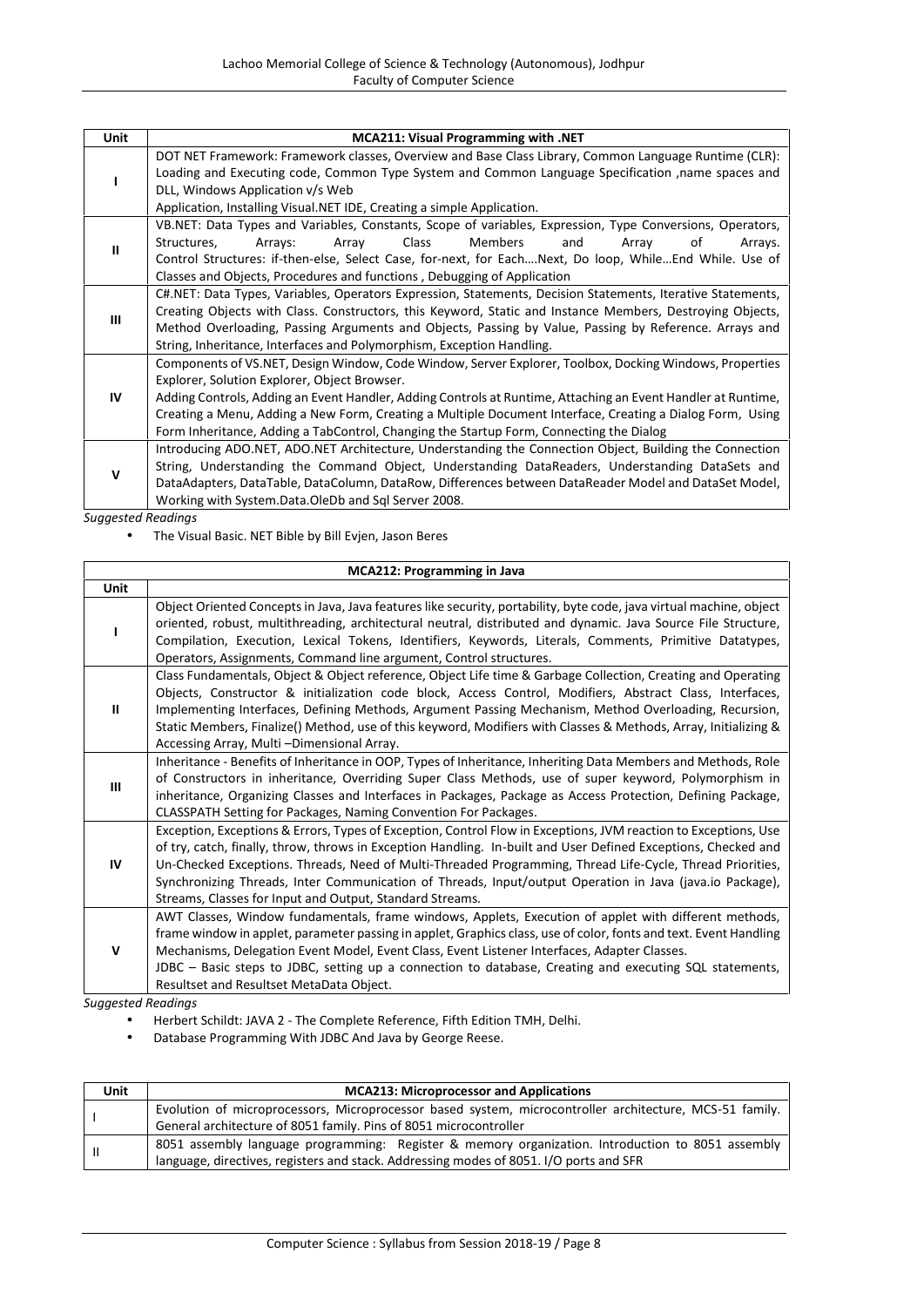| Unit | MCA211: Visual Programming with .NET |
|---|---|
| I | DOT NET Framework: Framework classes, Overview and Base Class Library, Common Language Runtime (CLR): Loading and Executing code, Common Type System and Common Language Specification ,name spaces and DLL, Windows Application v/s Web Application, Installing Visual.NET IDE, Creating a simple Application. |
| II | VB.NET: Data Types and Variables, Constants, Scope of variables, Expression, Type Conversions, Operators, Structures, Arrays: Array Class Members and Array of Arrays. Control Structures: if-then-else, Select Case, for-next, for Each….Next, Do loop, While…End While. Use of Classes and Objects, Procedures and functions , Debugging of Application |
| III | C#.NET: Data Types, Variables, Operators Expression, Statements, Decision Statements, Iterative Statements, Creating Objects with Class. Constructors, this Keyword, Static and Instance Members, Destroying Objects, Method Overloading, Passing Arguments and Objects, Passing by Value, Passing by Reference. Arrays and String, Inheritance, Interfaces and Polymorphism, Exception Handling. |
| IV | Components of VS.NET, Design Window, Code Window, Server Explorer, Toolbox, Docking Windows, Properties Explorer, Solution Explorer, Object Browser. Adding Controls, Adding an Event Handler, Adding Controls at Runtime, Attaching an Event Handler at Runtime, Creating a Menu, Adding a New Form, Creating a Multiple Document Interface, Creating a Dialog Form, Using Form Inheritance, Adding a TabControl, Changing the Startup Form, Connecting the Dialog |
| V | Introducing ADO.NET, ADO.NET Architecture, Understanding the Connection Object, Building the Connection String, Understanding the Command Object, Understanding DataReaders, Understanding DataSets and DataAdapters, DataTable, DataColumn, DataRow, Differences between DataReader Model and DataSet Model, Working with System.Data.OleDb and Sql Server 2008. |

*Suggested Readings*

- The Visual Basic. NET Bible by Bill Evjen, Jason Beres

| Unit | MCA212: Programming in Java |
|---|---|
| I | Object Oriented Concepts in Java, Java features like security, portability, byte code, java virtual machine, object oriented, robust, multithreading, architectural neutral, distributed and dynamic. Java Source File Structure, Compilation, Execution, Lexical Tokens, Identifiers, Keywords, Literals, Comments, Primitive Datatypes, Operators, Assignments, Command line argument, Control structures. |
| II | Class Fundamentals, Object & Object reference, Object Life time & Garbage Collection, Creating and Operating Objects, Constructor & initialization code block, Access Control, Modifiers, Abstract Class, Interfaces, Implementing Interfaces, Defining Methods, Argument Passing Mechanism, Method Overloading, Recursion, Static Members, Finalize() Method, use of this keyword, Modifiers with Classes & Methods, Array, Initializing & Accessing Array, Multi –Dimensional Array. |
| III | Inheritance - Benefits of Inheritance in OOP, Types of Inheritance, Inheriting Data Members and Methods, Role of Constructors in inheritance, Overriding Super Class Methods, use of super keyword, Polymorphism in inheritance, Organizing Classes and Interfaces in Packages, Package as Access Protection, Defining Package, CLASSPATH Setting for Packages, Naming Convention For Packages. |
| IV | Exception, Exceptions & Errors, Types of Exception, Control Flow in Exceptions, JVM reaction to Exceptions, Use of try, catch, finally, throw, throws in Exception Handling. In-built and User Defined Exceptions, Checked and Un-Checked Exceptions. Threads, Need of Multi-Threaded Programming, Thread Life-Cycle, Thread Priorities, Synchronizing Threads, Inter Communication of Threads, Input/output Operation in Java (java.io Package), Streams, Classes for Input and Output, Standard Streams. |
| V | AWT Classes, Window fundamentals, frame windows, Applets, Execution of applet with different methods, frame window in applet, parameter passing in applet, Graphics class, use of color, fonts and text. Event Handling Mechanisms, Delegation Event Model, Event Class, Event Listener Interfaces, Adapter Classes. JDBC – Basic steps to JDBC, setting up a connection to database, Creating and executing SQL statements, Resultset and Resultset MetaData Object. |

*Suggested Readings*

- Herbert Schildt: JAVA 2 - The Complete Reference, Fifth Edition TMH, Delhi.
- Database Programming With JDBC And Java by George Reese.

| Unit | MCA213: Microprocessor and Applications |
|---|---|
| I | Evolution of microprocessors, Microprocessor based system, microcontroller architecture, MCS-51 family. General architecture of 8051 family. Pins of 8051 microcontroller |
| II | 8051 assembly language programming: Register & memory organization. Introduction to 8051 assembly language, directives, registers and stack. Addressing modes of 8051. I/O ports and SFR |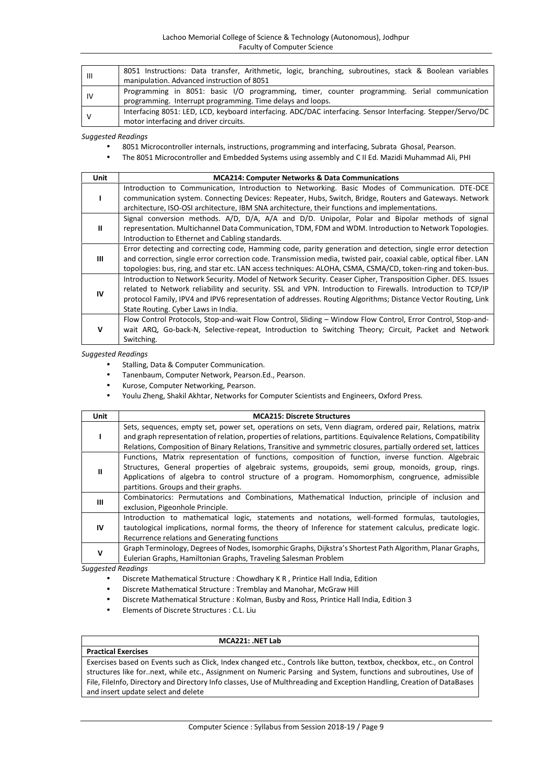| | |
|---|---|
| III | 8051 Instructions: Data transfer, Arithmetic, logic, branching, subroutines, stack & Boolean variables manipulation. Advanced instruction of 8051 |
| IV | Programming in 8051: basic I/O programming, timer, counter programming. Serial communication programming. Interrupt programming. Time delays and loops. |
| V | Interfacing 8051: LED, LCD, keyboard interfacing. ADC/DAC interfacing. Sensor Interfacing. Stepper/Servo/DC motor interfacing and driver circuits. |

*Suggested Readings*

- 8051 Microcontroller internals, instructions, programming and interfacing, Subrata Ghosal, Pearson.
- The 8051 Microcontroller and Embedded Systems using assembly and C II Ed. Mazidi Muhammad Ali, PHI

| Unit | MCA214: Computer Networks & Data Communications |
|---|---|
| I | Introduction to Communication, Introduction to Networking. Basic Modes of Communication. DTE-DCE communication system. Connecting Devices: Repeater, Hubs, Switch, Bridge, Routers and Gateways. Network architecture, ISO-OSI architecture, IBM SNA architecture, their functions and implementations. |
| II | Signal conversion methods. A/D, D/A, A/A and D/D. Unipolar, Polar and Bipolar methods of signal representation. Multichannel Data Communication, TDM, FDM and WDM. Introduction to Network Topologies. Introduction to Ethernet and Cabling standards. |
| III | Error detecting and correcting code, Hamming code, parity generation and detection, single error detection and correction, single error correction code. Transmission media, twisted pair, coaxial cable, optical fiber. LAN topologies: bus, ring, and star etc. LAN access techniques: ALOHA, CSMA, CSMA/CD, token-ring and token-bus. |
| IV | Introduction to Network Security. Model of Network Security. Ceaser Cipher, Transposition Cipher. DES. Issues related to Network reliability and security. SSL and VPN. Introduction to Firewalls. Introduction to TCP/IP protocol Family, IPV4 and IPV6 representation of addresses. Routing Algorithms; Distance Vector Routing, Link State Routing. Cyber Laws in India. |
| V | Flow Control Protocols, Stop-and-wait Flow Control, Sliding – Window Flow Control, Error Control, Stop-and-wait ARQ, Go-back-N, Selective-repeat, Introduction to Switching Theory; Circuit, Packet and Network Switching. |

*Suggested Readings*

- Stalling, Data & Computer Communication.
- Tanenbaum, Computer Network, Pearson.Ed., Pearson.
- Kurose, Computer Networking, Pearson.
- Youlu Zheng, Shakil Akhtar, Networks for Computer Scientists and Engineers, Oxford Press.

| Unit | MCA215: Discrete Structures |
|---|---|
| I | Sets, sequences, empty set, power set, operations on sets, Venn diagram, ordered pair, Relations, matrix and graph representation of relation, properties of relations, partitions. Equivalence Relations, Compatibility Relations, Composition of Binary Relations, Transitive and symmetric closures, partially ordered set, lattices |
| II | Functions, Matrix representation of functions, composition of function, inverse function. Algebraic Structures, General properties of algebraic systems, groupoids, semi group, monoids, group, rings. Applications of algebra to control structure of a program. Homomorphism, congruence, admissible partitions. Groups and their graphs. |
| III | Combinatorics: Permutations and Combinations, Mathematical Induction, principle of inclusion and exclusion, Pigeonhole Principle. |
| IV | Introduction to mathematical logic, statements and notations, well-formed formulas, tautologies, tautological implications, normal forms, the theory of Inference for statement calculus, predicate logic. Recurrence relations and Generating functions |
| V | Graph Terminology, Degrees of Nodes, Isomorphic Graphs, Dijkstra's Shortest Path Algorithm, Planar Graphs, Eulerian Graphs, Hamiltonian Graphs, Traveling Salesman Problem |

*Suggested Readings*

- Discrete Mathematical Structure : Chowdhary K R , Printice Hall India, Edition
- Discrete Mathematical Structure : Tremblay and Manohar, McGraw Hill
- Discrete Mathematical Structure : Kolman, Busby and Ross, Printice Hall India, Edition 3
- Elements of Discrete Structures : C.L. Liu

| MCA221: .NET Lab |
|---|
| **Practical Exercises** |
| Exercises based on Events such as Click, Index changed etc., Controls like button, textbox, checkbox, etc., on Control structures like for..next, while etc., Assignment on Numeric Parsing and System, functions and subroutines, Use of File, FileInfo, Directory and Directory Info classes, Use of Multhreading and Exception Handling, Creation of DataBases and insert update select and delete |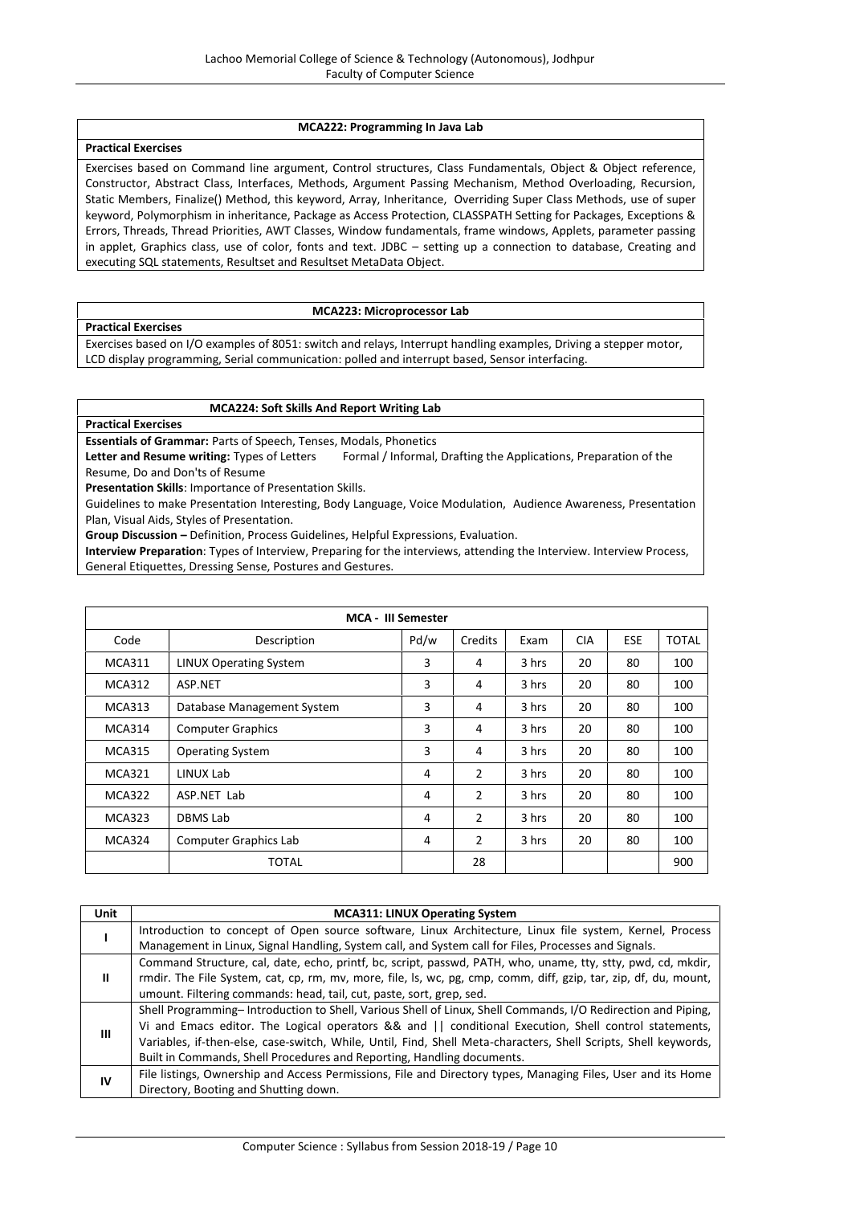| MCA222: Programming In Java Lab |
|---|
| **Practical Exercises** |
| Exercises based on Command line argument, Control structures, Class Fundamentals, Object & Object reference, Constructor, Abstract Class, Interfaces, Methods, Argument Passing Mechanism, Method Overloading, Recursion, Static Members, Finalize() Method, this keyword, Array, Inheritance, Overriding Super Class Methods, use of super keyword, Polymorphism in inheritance, Package as Access Protection, CLASSPATH Setting for Packages, Exceptions & Errors, Threads, Thread Priorities, AWT Classes, Window fundamentals, frame windows, Applets, parameter passing in applet, Graphics class, use of color, fonts and text. JDBC – setting up a connection to database, Creating and executing SQL statements, Resultset and Resultset MetaData Object. |

| MCA223: Microprocessor Lab |
|---|
| **Practical Exercises** |
| Exercises based on I/O examples of 8051: switch and relays, Interrupt handling examples, Driving a stepper motor, LCD display programming, Serial communication: polled and interrupt based, Sensor interfacing. |

| MCA224: Soft Skills And Report Writing Lab |
|---|
| **Practical Exercises** |
| **Essentials of Grammar:** Parts of Speech, Tenses, Modals, Phonetics<br>**Letter and Resume writing:** Types of Letters Formal / Informal, Drafting the Applications, Preparation of the Resume, Do and Don'ts of Resume<br>**Presentation Skills**: Importance of Presentation Skills.<br>Guidelines to make Presentation Interesting, Body Language, Voice Modulation, Audience Awareness, Presentation Plan, Visual Aids, Styles of Presentation.<br>**Group Discussion –** Definition, Process Guidelines, Helpful Expressions, Evaluation.<br>**Interview Preparation**: Types of Interview, Preparing for the interviews, attending the Interview. Interview Process, General Etiquettes, Dressing Sense, Postures and Gestures. |

| **MCA - III Semester** | | | | | | | |
|---|---|---|---|---|---|---|---|
| Code | Description | Pd/w | Credits | Exam | CIA | ESE | TOTAL |
| MCA311 | LINUX Operating System | 3 | 4 | 3 hrs | 20 | 80 | 100 |
| MCA312 | ASP.NET | 3 | 4 | 3 hrs | 20 | 80 | 100 |
| MCA313 | Database Management System | 3 | 4 | 3 hrs | 20 | 80 | 100 |
| MCA314 | Computer Graphics | 3 | 4 | 3 hrs | 20 | 80 | 100 |
| MCA315 | Operating System | 3 | 4 | 3 hrs | 20 | 80 | 100 |
| MCA321 | LINUX Lab | 4 | 2 | 3 hrs | 20 | 80 | 100 |
| MCA322 | ASP.NET Lab | 4 | 2 | 3 hrs | 20 | 80 | 100 |
| MCA323 | DBMS Lab | 4 | 2 | 3 hrs | 20 | 80 | 100 |
| MCA324 | Computer Graphics Lab | 4 | 2 | 3 hrs | 20 | 80 | 100 |
| | TOTAL | | 28 | | | | 900 |

| Unit | MCA311: LINUX Operating System |
|---|---|
| I | Introduction to concept of Open source software, Linux Architecture, Linux file system, Kernel, Process Management in Linux, Signal Handling, System call, and System call for Files, Processes and Signals. |
| II | Command Structure, cal, date, echo, printf, bc, script, passwd, PATH, who, uname, tty, stty, pwd, cd, mkdir, rmdir. The File System, cat, cp, rm, mv, more, file, ls, wc, pg, cmp, comm, diff, gzip, tar, zip, df, du, mount, umount. Filtering commands: head, tail, cut, paste, sort, grep, sed. |
| III | Shell Programming– Introduction to Shell, Various Shell of Linux, Shell Commands, I/O Redirection and Piping, Vi and Emacs editor. The Logical operators && and \|\| conditional Execution, Shell control statements, Variables, if-then-else, case-switch, While, Until, Find, Shell Meta-characters, Shell Scripts, Shell keywords, Built in Commands, Shell Procedures and Reporting, Handling documents. |
| IV | File listings, Ownership and Access Permissions, File and Directory types, Managing Files, User and its Home Directory, Booting and Shutting down. |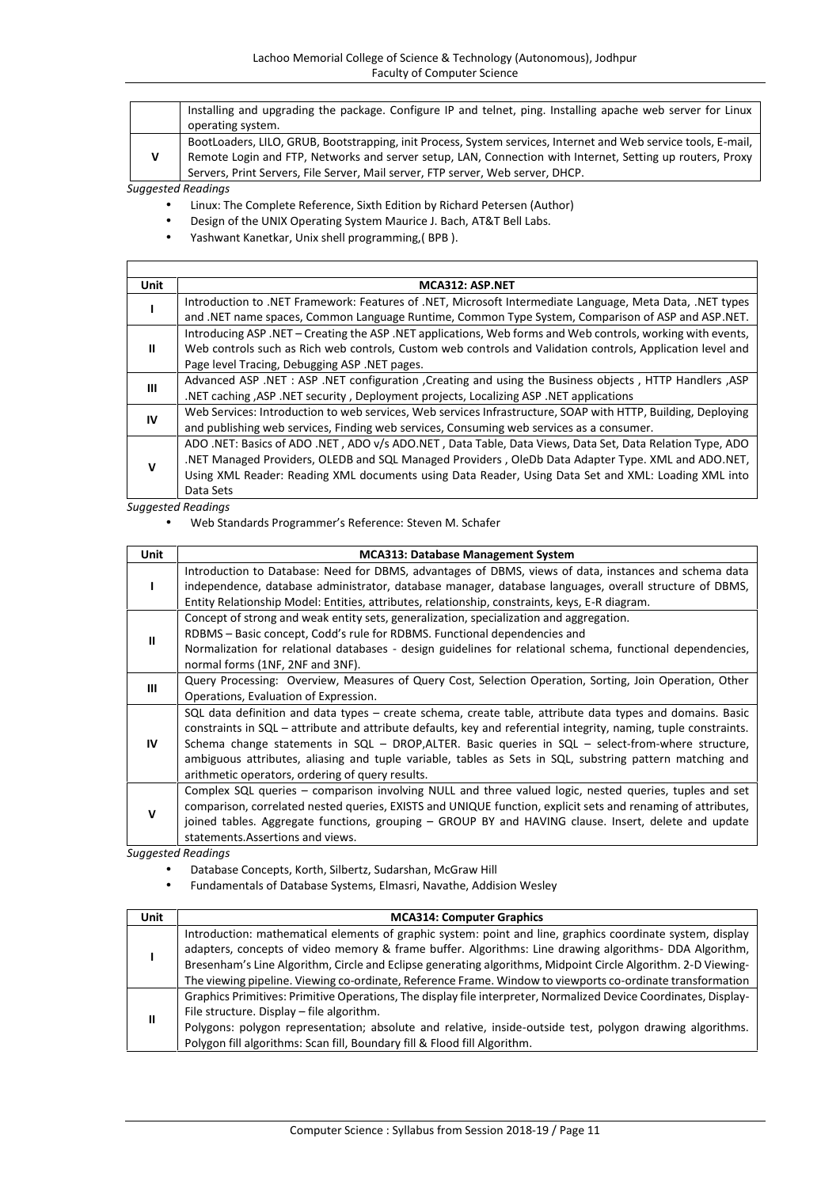|  | Installing and upgrading the package. Configure IP and telnet, ping. Installing apache web server for Linux operating system. |
|---|---|
| **V** | BootLoaders, LILO, GRUB, Bootstrapping, init Process, System services, Internet and Web service tools, E-mail, Remote Login and FTP, Networks and server setup, LAN, Connection with Internet, Setting up routers, Proxy Servers, Print Servers, File Server, Mail server, FTP server, Web server, DHCP. |

*Suggested Readings*

- Linux: The Complete Reference, Sixth Edition by Richard Petersen (Author)
- Design of the UNIX Operating System Maurice J. Bach, AT&T Bell Labs.
- Yashwant Kanetkar, Unix shell programming,( BPB ).

| Unit | MCA312: ASP.NET |
|---|---|
| **I** | Introduction to .NET Framework: Features of .NET, Microsoft Intermediate Language, Meta Data, .NET types and .NET name spaces, Common Language Runtime, Common Type System, Comparison of ASP and ASP.NET. |
| **II** | Introducing ASP .NET – Creating the ASP .NET applications, Web forms and Web controls, working with events, Web controls such as Rich web controls, Custom web controls and Validation controls, Application level and Page level Tracing, Debugging ASP .NET pages. |
| **III** | Advanced ASP .NET : ASP .NET configuration ,Creating and using the Business objects , HTTP Handlers ,ASP .NET caching ,ASP .NET security , Deployment projects, Localizing ASP .NET applications |
| **IV** | Web Services: Introduction to web services, Web services Infrastructure, SOAP with HTTP, Building, Deploying and publishing web services, Finding web services, Consuming web services as a consumer. |
| **V** | ADO .NET: Basics of ADO .NET , ADO v/s ADO.NET , Data Table, Data Views, Data Set, Data Relation Type, ADO .NET Managed Providers, OLEDB and SQL Managed Providers , OleDb Data Adapter Type. XML and ADO.NET, Using XML Reader: Reading XML documents using Data Reader, Using Data Set and XML: Loading XML into Data Sets |

*Suggested Readings*

- Web Standards Programmer's Reference: Steven M. Schafer

| Unit | MCA313: Database Management System |
|---|---|
| **I** | Introduction to Database: Need for DBMS, advantages of DBMS, views of data, instances and schema data independence, database administrator, database manager, database languages, overall structure of DBMS, Entity Relationship Model: Entities, attributes, relationship, constraints, keys, E-R diagram. |
| **II** | Concept of strong and weak entity sets, generalization, specialization and aggregation. RDBMS – Basic concept, Codd's rule for RDBMS. Functional dependencies and Normalization for relational databases - design guidelines for relational schema, functional dependencies, normal forms (1NF, 2NF and 3NF). |
| **III** | Query Processing: Overview, Measures of Query Cost, Selection Operation, Sorting, Join Operation, Other Operations, Evaluation of Expression. |
| **IV** | SQL data definition and data types – create schema, create table, attribute data types and domains. Basic constraints in SQL – attribute and attribute defaults, key and referential integrity, naming, tuple constraints. Schema change statements in SQL – DROP,ALTER. Basic queries in SQL – select-from-where structure, ambiguous attributes, aliasing and tuple variable, tables as Sets in SQL, substring pattern matching and arithmetic operators, ordering of query results. |
| **V** | Complex SQL queries – comparison involving NULL and three valued logic, nested queries, tuples and set comparison, correlated nested queries, EXISTS and UNIQUE function, explicit sets and renaming of attributes, joined tables. Aggregate functions, grouping – GROUP BY and HAVING clause. Insert, delete and update statements.Assertions and views. |

*Suggested Readings*

- Database Concepts, Korth, Silbertz, Sudarshan, McGraw Hill
- Fundamentals of Database Systems, Elmasri, Navathe, Addision Wesley

| Unit | MCA314: Computer Graphics |
|---|---|
| **I** | Introduction: mathematical elements of graphic system: point and line, graphics coordinate system, display adapters, concepts of video memory & frame buffer. Algorithms: Line drawing algorithms- DDA Algorithm, Bresenham's Line Algorithm, Circle and Eclipse generating algorithms, Midpoint Circle Algorithm. 2-D Viewing- The viewing pipeline. Viewing co-ordinate, Reference Frame. Window to viewports co-ordinate transformation |
| **II** | Graphics Primitives: Primitive Operations, The display file interpreter, Normalized Device Coordinates, Display-File structure. Display – file algorithm. Polygons: polygon representation; absolute and relative, inside-outside test, polygon drawing algorithms. Polygon fill algorithms: Scan fill, Boundary fill & Flood fill Algorithm. |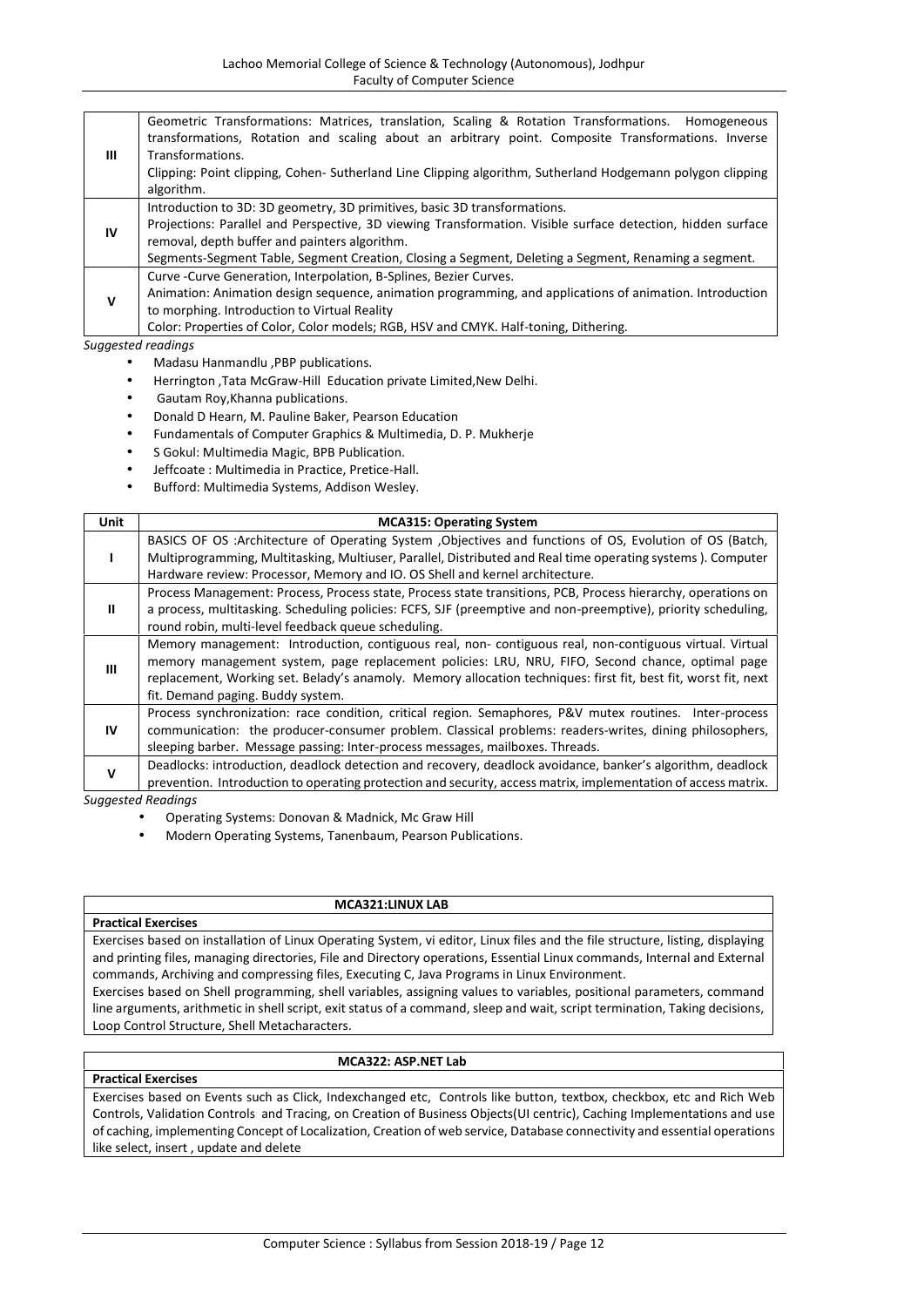| | |
|---|---|
| III | Geometric Transformations: Matrices, translation, Scaling & Rotation Transformations. Homogeneous transformations, Rotation and scaling about an arbitrary point. Composite Transformations. Inverse Transformations.<br>Clipping: Point clipping, Cohen- Sutherland Line Clipping algorithm, Sutherland Hodgemann polygon clipping algorithm. |
| IV | Introduction to 3D: 3D geometry, 3D primitives, basic 3D transformations.<br>Projections: Parallel and Perspective, 3D viewing Transformation. Visible surface detection, hidden surface removal, depth buffer and painters algorithm.<br>Segments-Segment Table, Segment Creation, Closing a Segment, Deleting a Segment, Renaming a segment. |
| V | Curve -Curve Generation, Interpolation, B-Splines, Bezier Curves.<br>Animation: Animation design sequence, animation programming, and applications of animation. Introduction to morphing. Introduction to Virtual Reality<br>Color: Properties of Color, Color models; RGB, HSV and CMYK. Half-toning, Dithering. |

*Suggested readings*

- Madasu Hanmandlu ,PBP publications.
- Herrington ,Tata McGraw-Hill Education private Limited,New Delhi.
- Gautam Roy,Khanna publications.
- Donald D Hearn, M. Pauline Baker, Pearson Education
- Fundamentals of Computer Graphics & Multimedia, D. P. Mukherje
- S Gokul: Multimedia Magic, BPB Publication.
- Jeffcoate : Multimedia in Practice, Pretice-Hall.
- Bufford: Multimedia Systems, Addison Wesley.

| Unit | MCA315: Operating System |
|---|---|
| I | BASICS OF OS :Architecture of Operating System ,Objectives and functions of OS, Evolution of OS (Batch, Multiprogramming, Multitasking, Multiuser, Parallel, Distributed and Real time operating systems ). Computer Hardware review: Processor, Memory and IO. OS Shell and kernel architecture. |
| II | Process Management: Process, Process state, Process state transitions, PCB, Process hierarchy, operations on a process, multitasking. Scheduling policies: FCFS, SJF (preemptive and non-preemptive), priority scheduling, round robin, multi-level feedback queue scheduling. |
| III | Memory management: Introduction, contiguous real, non- contiguous real, non-contiguous virtual. Virtual memory management system, page replacement policies: LRU, NRU, FIFO, Second chance, optimal page replacement, Working set. Belady's anamoly. Memory allocation techniques: first fit, best fit, worst fit, next fit. Demand paging. Buddy system. |
| IV | Process synchronization: race condition, critical region. Semaphores, P&V mutex routines. Inter-process communication: the producer-consumer problem. Classical problems: readers-writes, dining philosophers, sleeping barber. Message passing: Inter-process messages, mailboxes. Threads. |
| V | Deadlocks: introduction, deadlock detection and recovery, deadlock avoidance, banker's algorithm, deadlock prevention. Introduction to operating protection and security, access matrix, implementation of access matrix. |

*Suggested Readings*

- Operating Systems: Donovan & Madnick, Mc Graw Hill
- Modern Operating Systems, Tanenbaum, Pearson Publications.

| MCA321:LINUX LAB |
|---|
| **Practical Exercises** |
| Exercises based on installation of Linux Operating System, vi editor, Linux files and the file structure, listing, displaying and printing files, managing directories, File and Directory operations, Essential Linux commands, Internal and External commands, Archiving and compressing files, Executing C, Java Programs in Linux Environment.<br>Exercises based on Shell programming, shell variables, assigning values to variables, positional parameters, command line arguments, arithmetic in shell script, exit status of a command, sleep and wait, script termination, Taking decisions, Loop Control Structure, Shell Metacharacters. |

| MCA322: ASP.NET Lab |
|---|
| **Practical Exercises** |
| Exercises based on Events such as Click, Indexchanged etc, Controls like button, textbox, checkbox, etc and Rich Web Controls, Validation Controls and Tracing, on Creation of Business Objects(UI centric), Caching Implementations and use of caching, implementing Concept of Localization, Creation of web service, Database connectivity and essential operations like select, insert , update and delete |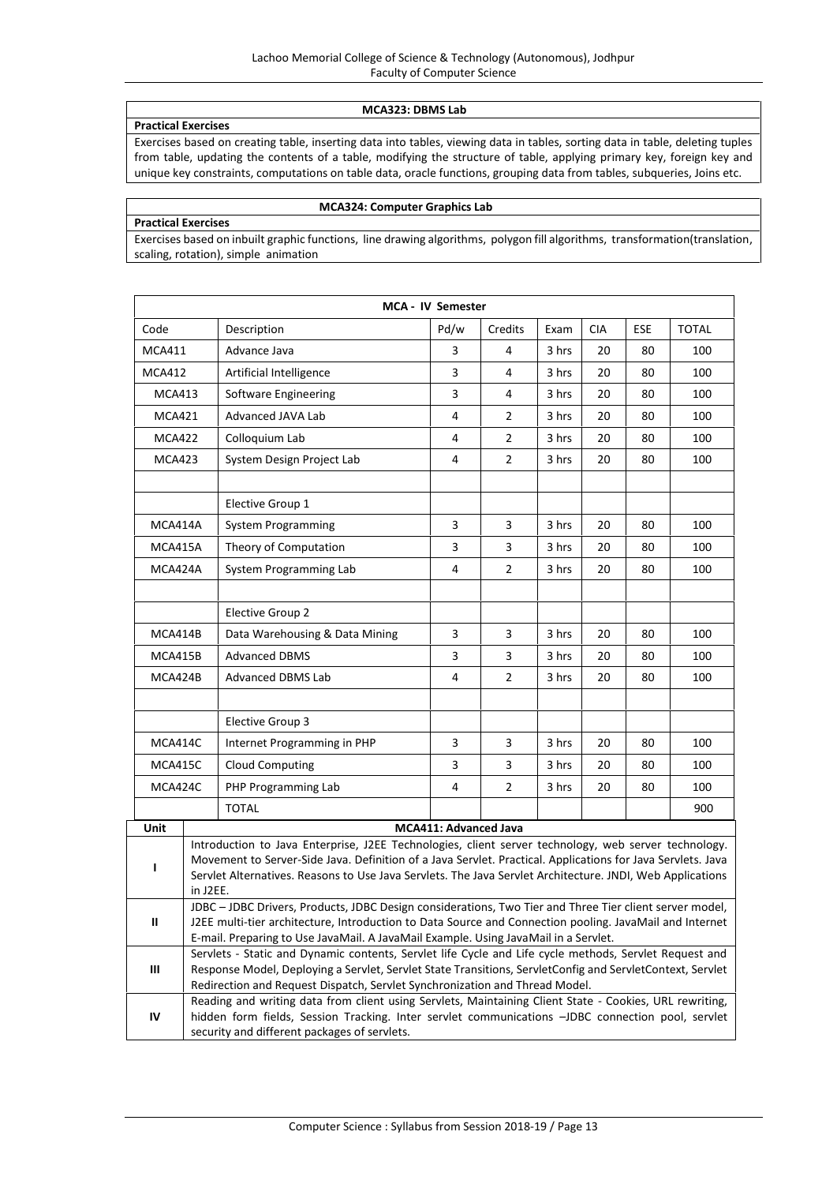### MCA323: DBMS Lab

**Practical Exercises**

Exercises based on creating table, inserting data into tables, viewing data in tables, sorting data in table, deleting tuples from table, updating the contents of a table, modifying the structure of table, applying primary key, foreign key and unique key constraints, computations on table data, oracle functions, grouping data from tables, subqueries, Joins etc.

### MCA324: Computer Graphics Lab

**Practical Exercises**

Exercises based on inbuilt graphic functions, line drawing algorithms, polygon fill algorithms, transformation(translation, scaling, rotation), simple animation

## MCA - IV Semester

| Code | Description | Pd/w | Credits | Exam | CIA | ESE | TOTAL |
|---|---|---|---|---|---|---|---|
| MCA411 | Advance Java | 3 | 4 | 3 hrs | 20 | 80 | 100 |
| MCA412 | Artificial Intelligence | 3 | 4 | 3 hrs | 20 | 80 | 100 |
| MCA413 | Software Engineering | 3 | 4 | 3 hrs | 20 | 80 | 100 |
| MCA421 | Advanced JAVA Lab | 4 | 2 | 3 hrs | 20 | 80 | 100 |
| MCA422 | Colloquium Lab | 4 | 2 | 3 hrs | 20 | 80 | 100 |
| MCA423 | System Design Project Lab | 4 | 2 | 3 hrs | 20 | 80 | 100 |
| | | | | | | | |
| | Elective Group 1 | | | | | | |
| MCA414A | System Programming | 3 | 3 | 3 hrs | 20 | 80 | 100 |
| MCA415A | Theory of Computation | 3 | 3 | 3 hrs | 20 | 80 | 100 |
| MCA424A | System Programming Lab | 4 | 2 | 3 hrs | 20 | 80 | 100 |
| | | | | | | | |
| | Elective Group 2 | | | | | | |
| MCA414B | Data Warehousing & Data Mining | 3 | 3 | 3 hrs | 20 | 80 | 100 |
| MCA415B | Advanced DBMS | 3 | 3 | 3 hrs | 20 | 80 | 100 |
| MCA424B | Advanced DBMS Lab | 4 | 2 | 3 hrs | 20 | 80 | 100 |
| | | | | | | | |
| | Elective Group 3 | | | | | | |
| MCA414C | Internet Programming in PHP | 3 | 3 | 3 hrs | 20 | 80 | 100 |
| MCA415C | Cloud Computing | 3 | 3 | 3 hrs | 20 | 80 | 100 |
| MCA424C | PHP Programming Lab | 4 | 2 | 3 hrs | 20 | 80 | 100 |
| | TOTAL | | | | | | 900 |

| Unit | MCA411: Advanced Java |
|---|---|
| I | Introduction to Java Enterprise, J2EE Technologies, client server technology, web server technology. Movement to Server-Side Java. Definition of a Java Servlet. Practical. Applications for Java Servlets. Java Servlet Alternatives. Reasons to Use Java Servlets. The Java Servlet Architecture. JNDI, Web Applications in J2EE. |
| II | JDBC – JDBC Drivers, Products, JDBC Design considerations, Two Tier and Three Tier client server model, J2EE multi-tier architecture, Introduction to Data Source and Connection pooling. JavaMail and Internet E-mail. Preparing to Use JavaMail. A JavaMail Example. Using JavaMail in a Servlet. |
| III | Servlets - Static and Dynamic contents, Servlet life Cycle and Life cycle methods, Servlet Request and Response Model, Deploying a Servlet, Servlet State Transitions, ServletConfig and ServletContext, Servlet Redirection and Request Dispatch, Servlet Synchronization and Thread Model. |
| IV | Reading and writing data from client using Servlets, Maintaining Client State - Cookies, URL rewriting, hidden form fields, Session Tracking. Inter servlet communications –JDBC connection pool, servlet security and different packages of servlets. |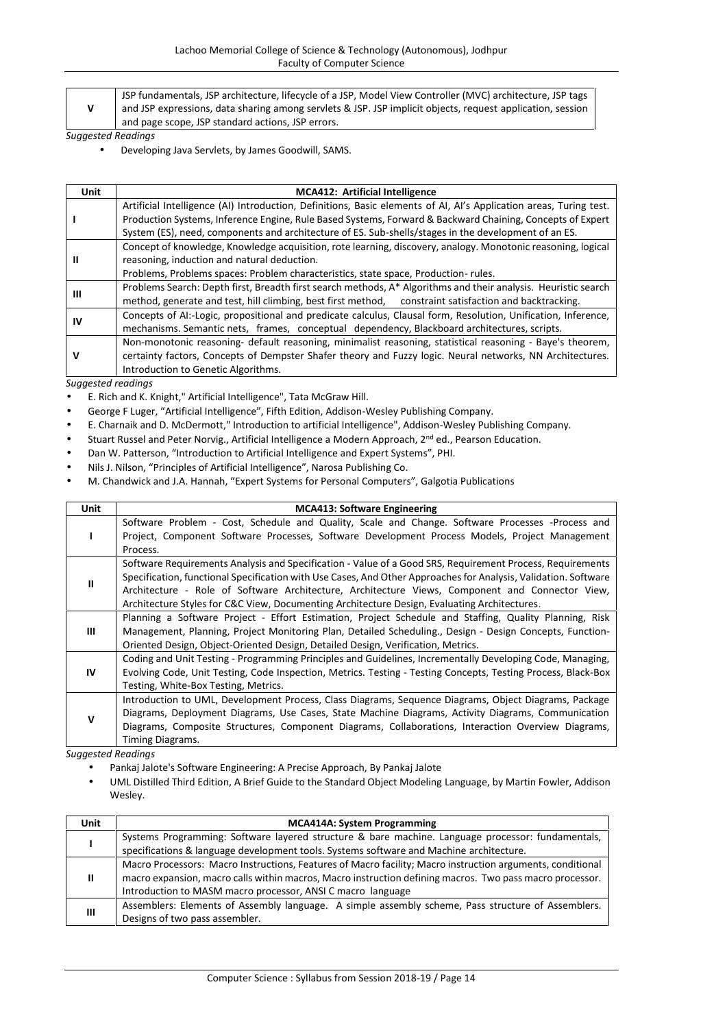| | |
|---|---|
| V | JSP fundamentals, JSP architecture, lifecycle of a JSP, Model View Controller (MVC) architecture, JSP tags and JSP expressions, data sharing among servlets & JSP. JSP implicit objects, request application, session and page scope, JSP standard actions, JSP errors. |

*Suggested Readings*

- Developing Java Servlets, by James Goodwill, SAMS.

| Unit | MCA412: Artificial Intelligence |
|---|---|
| I | Artificial Intelligence (AI) Introduction, Definitions, Basic elements of AI, AI's Application areas, Turing test. Production Systems, Inference Engine, Rule Based Systems, Forward & Backward Chaining, Concepts of Expert System (ES), need, components and architecture of ES. Sub-shells/stages in the development of an ES. |
| II | Concept of knowledge, Knowledge acquisition, rote learning, discovery, analogy. Monotonic reasoning, logical reasoning, induction and natural deduction. Problems, Problems spaces: Problem characteristics, state space, Production- rules. |
| III | Problems Search: Depth first, Breadth first search methods, A* Algorithms and their analysis. Heuristic search method, generate and test, hill climbing, best first method, constraint satisfaction and backtracking. |
| IV | Concepts of AI:-Logic, propositional and predicate calculus, Clausal form, Resolution, Unification, Inference, mechanisms. Semantic nets, frames, conceptual dependency, Blackboard architectures, scripts. |
| V | Non-monotonic reasoning- default reasoning, minimalist reasoning, statistical reasoning - Baye's theorem, certainty factors, Concepts of Dempster Shafer theory and Fuzzy logic. Neural networks, NN Architectures. Introduction to Genetic Algorithms. |

*Suggested readings*

- E. Rich and K. Knight," Artificial Intelligence", Tata McGraw Hill.
- George F Luger, "Artificial Intelligence", Fifth Edition, Addison-Wesley Publishing Company.
- E. Charnaik and D. McDermott," Introduction to artificial Intelligence", Addison-Wesley Publishing Company.
- Stuart Russel and Peter Norvig., Artificial Intelligence a Modern Approach, 2nd ed., Pearson Education.
- Dan W. Patterson, "Introduction to Artificial Intelligence and Expert Systems", PHI.
- Nils J. Nilson, "Principles of Artificial Intelligence", Narosa Publishing Co.
- M. Chandwick and J.A. Hannah, "Expert Systems for Personal Computers", Galgotia Publications

| Unit | MCA413: Software Engineering |
|---|---|
| I | Software Problem - Cost, Schedule and Quality, Scale and Change. Software Processes -Process and Project, Component Software Processes, Software Development Process Models, Project Management Process. |
| II | Software Requirements Analysis and Specification - Value of a Good SRS, Requirement Process, Requirements Specification, functional Specification with Use Cases, And Other Approaches for Analysis, Validation. Software Architecture - Role of Software Architecture, Architecture Views, Component and Connector View, Architecture Styles for C&C View, Documenting Architecture Design, Evaluating Architectures. |
| III | Planning a Software Project - Effort Estimation, Project Schedule and Staffing, Quality Planning, Risk Management, Planning, Project Monitoring Plan, Detailed Scheduling., Design - Design Concepts, Function-Oriented Design, Object-Oriented Design, Detailed Design, Verification, Metrics. |
| IV | Coding and Unit Testing - Programming Principles and Guidelines, Incrementally Developing Code, Managing, Evolving Code, Unit Testing, Code Inspection, Metrics. Testing - Testing Concepts, Testing Process, Black-Box Testing, White-Box Testing, Metrics. |
| V | Introduction to UML, Development Process, Class Diagrams, Sequence Diagrams, Object Diagrams, Package Diagrams, Deployment Diagrams, Use Cases, State Machine Diagrams, Activity Diagrams, Communication Diagrams, Composite Structures, Component Diagrams, Collaborations, Interaction Overview Diagrams, Timing Diagrams. |

*Suggested Readings*

- Pankaj Jalote's Software Engineering: A Precise Approach, By Pankaj Jalote
- UML Distilled Third Edition, A Brief Guide to the Standard Object Modeling Language, by Martin Fowler, Addison Wesley.

| Unit | MCA414A: System Programming |
|---|---|
| I | Systems Programming: Software layered structure & bare machine. Language processor: fundamentals, specifications & language development tools. Systems software and Machine architecture. |
| II | Macro Processors: Macro Instructions, Features of Macro facility; Macro instruction arguments, conditional macro expansion, macro calls within macros, Macro instruction defining macros. Two pass macro processor. Introduction to MASM macro processor, ANSI C macro language |
| III | Assemblers: Elements of Assembly language. A simple assembly scheme, Pass structure of Assemblers. Designs of two pass assembler. |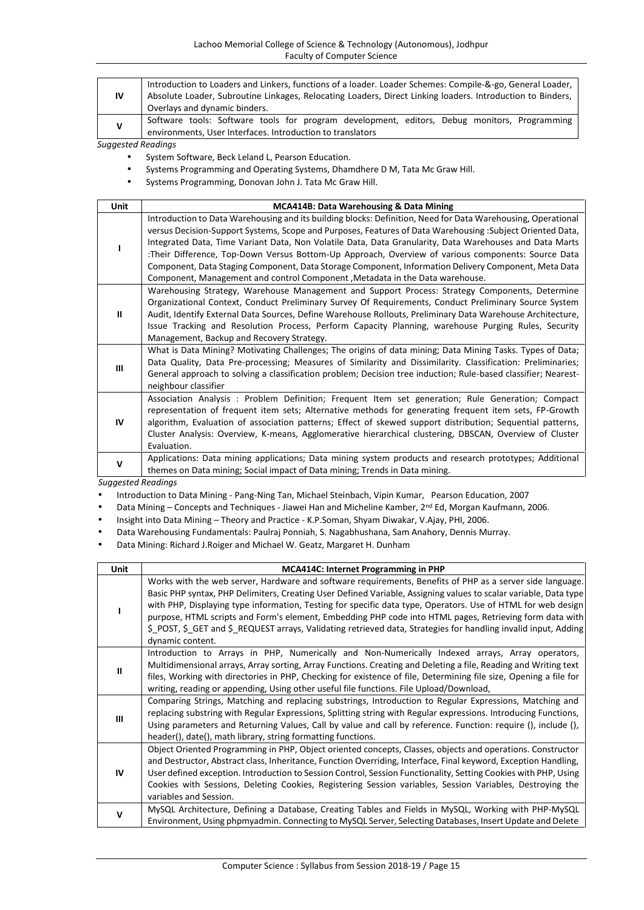| | |
|---|---|
| IV | Introduction to Loaders and Linkers, functions of a loader. Loader Schemes: Compile-&-go, General Loader, Absolute Loader, Subroutine Linkages, Relocating Loaders, Direct Linking loaders. Introduction to Binders, Overlays and dynamic binders. |
| V | Software tools: Software tools for program development, editors, Debug monitors, Programming environments, User Interfaces. Introduction to translators |

*Suggested Readings*

- System Software, Beck Leland L, Pearson Education.
- Systems Programming and Operating Systems, Dhamdhere D M, Tata Mc Graw Hill.
- Systems Programming, Donovan John J. Tata Mc Graw Hill.

| Unit | MCA414B: Data Warehousing & Data Mining |
|---|---|
| I | Introduction to Data Warehousing and its building blocks: Definition, Need for Data Warehousing, Operational versus Decision-Support Systems, Scope and Purposes, Features of Data Warehousing :Subject Oriented Data, Integrated Data, Time Variant Data, Non Volatile Data, Data Granularity, Data Warehouses and Data Marts :Their Difference, Top-Down Versus Bottom-Up Approach, Overview of various components: Source Data Component, Data Staging Component, Data Storage Component, Information Delivery Component, Meta Data Component, Management and control Component ,Metadata in the Data warehouse. |
| II | Warehousing Strategy, Warehouse Management and Support Process: Strategy Components, Determine Organizational Context, Conduct Preliminary Survey Of Requirements, Conduct Preliminary Source System Audit, Identify External Data Sources, Define Warehouse Rollouts, Preliminary Data Warehouse Architecture, Issue Tracking and Resolution Process, Perform Capacity Planning, warehouse Purging Rules, Security Management, Backup and Recovery Strategy. |
| III | What is Data Mining? Motivating Challenges; The origins of data mining; Data Mining Tasks. Types of Data; Data Quality, Data Pre-processing; Measures of Similarity and Dissimilarity. Classification: Preliminaries; General approach to solving a classification problem; Decision tree induction; Rule-based classifier; Nearest-neighbour classifier |
| IV | Association Analysis : Problem Definition; Frequent Item set generation; Rule Generation; Compact representation of frequent item sets; Alternative methods for generating frequent item sets, FP-Growth algorithm, Evaluation of association patterns; Effect of skewed support distribution; Sequential patterns, Cluster Analysis: Overview, K-means, Agglomerative hierarchical clustering, DBSCAN, Overview of Cluster Evaluation. |
| V | Applications: Data mining applications; Data mining system products and research prototypes; Additional themes on Data mining; Social impact of Data mining; Trends in Data mining. |

*Suggested Readings*

- Introduction to Data Mining - Pang-Ning Tan, Michael Steinbach, Vipin Kumar, Pearson Education, 2007
- Data Mining – Concepts and Techniques - Jiawei Han and Micheline Kamber, 2nd Ed, Morgan Kaufmann, 2006.
- Insight into Data Mining – Theory and Practice - K.P.Soman, Shyam Diwakar, V.Ajay, PHI, 2006.
- Data Warehousing Fundamentals: Paulraj Ponniah, S. Nagabhushana, Sam Anahory, Dennis Murray.
- Data Mining: Richard J.Roiger and Michael W. Geatz, Margaret H. Dunham

| Unit | MCA414C: Internet Programming in PHP |
|---|---|
| I | Works with the web server, Hardware and software requirements, Benefits of PHP as a server side language. Basic PHP syntax, PHP Delimiters, Creating User Defined Variable, Assigning values to scalar variable, Data type with PHP, Displaying type information, Testing for specific data type, Operators. Use of HTML for web design purpose, HTML scripts and Form's element, Embedding PHP code into HTML pages, Retrieving form data with $_POST, $_GET and $_REQUEST arrays, Validating retrieved data, Strategies for handling invalid input, Adding dynamic content. |
| II | Introduction to Arrays in PHP, Numerically and Non-Numerically Indexed arrays, Array operators, Multidimensional arrays, Array sorting, Array Functions. Creating and Deleting a file, Reading and Writing text files, Working with directories in PHP, Checking for existence of file, Determining file size, Opening a file for writing, reading or appending, Using other useful file functions. File Upload/Download, |
| III | Comparing Strings, Matching and replacing substrings, Introduction to Regular Expressions, Matching and replacing substring with Regular Expressions, Splitting string with Regular expressions. Introducing Functions, Using parameters and Returning Values, Call by value and call by reference. Function: require (), include (), header(), date(), math library, string formatting functions. |
| IV | Object Oriented Programming in PHP, Object oriented concepts, Classes, objects and operations. Constructor and Destructor, Abstract class, Inheritance, Function Overriding, Interface, Final keyword, Exception Handling, User defined exception. Introduction to Session Control, Session Functionality, Setting Cookies with PHP, Using Cookies with Sessions, Deleting Cookies, Registering Session variables, Session Variables, Destroying the variables and Session. |
| V | MySQL Architecture, Defining a Database, Creating Tables and Fields in MySQL, Working with PHP-MySQL Environment, Using phpmyadmin. Connecting to MySQL Server, Selecting Databases, Insert Update and Delete |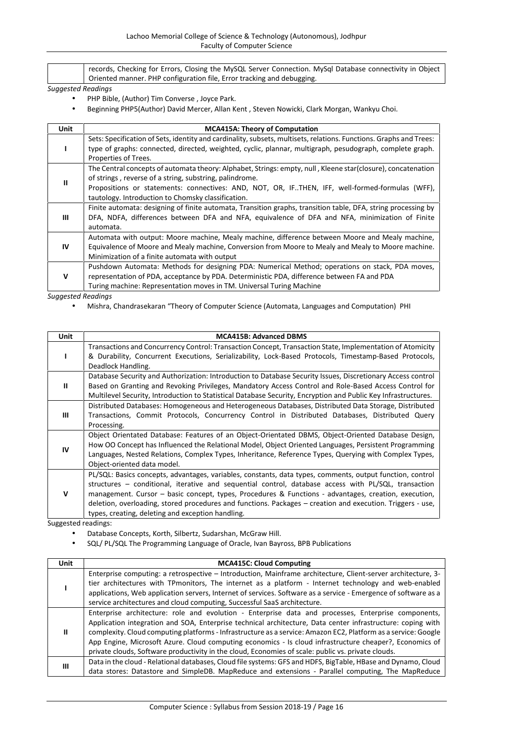| | |
|---|---|
| | records, Checking for Errors, Closing the MySQL Server Connection. MySql Database connectivity in Object Oriented manner. PHP configuration file, Error tracking and debugging. |

*Suggested Readings*

- PHP Bible, (Author) Tim Converse , Joyce Park.
- Beginning PHP5(Author) David Mercer, Allan Kent , Steven Nowicki, Clark Morgan, Wankyu Choi.

| Unit | MCA415A: Theory of Computation |
|---|---|
| I | Sets: Specification of Sets, identity and cardinality, subsets, multisets, relations. Functions. Graphs and Trees: type of graphs: connected, directed, weighted, cyclic, plannar, multigraph, pesudograph, complete graph. Properties of Trees. |
| II | The Central concepts of automata theory: Alphabet, Strings: empty, null , Kleene star(closure), concatenation of strings , reverse of a string, substring, palindrome. Propositions or statements: connectives: AND, NOT, OR, IF..THEN, IFF, well-formed-formulas (WFF), tautology. Introduction to Chomsky classification. |
| III | Finite automata: designing of finite automata, Transition graphs, transition table, DFA, string processing by DFA, NDFA, differences between DFA and NFA, equivalence of DFA and NFA, minimization of Finite automata. |
| IV | Automata with output: Moore machine, Mealy machine, difference between Moore and Mealy machine, Equivalence of Moore and Mealy machine, Conversion from Moore to Mealy and Mealy to Moore machine. Minimization of a finite automata with output |
| V | Pushdown Automata: Methods for designing PDA: Numerical Method; operations on stack, PDA moves, representation of PDA, acceptance by PDA. Deterministic PDA, difference between FA and PDA Turing machine: Representation moves in TM. Universal Turing Machine |

*Suggested Readings*

- Mishra, Chandrasekaran "Theory of Computer Science (Automata, Languages and Computation) PHI

| Unit | MCA415B: Advanced DBMS |
|---|---|
| I | Transactions and Concurrency Control: Transaction Concept, Transaction State, Implementation of Atomicity & Durability, Concurrent Executions, Serializability, Lock-Based Protocols, Timestamp-Based Protocols, Deadlock Handling. |
| II | Database Security and Authorization: Introduction to Database Security Issues, Discretionary Access control Based on Granting and Revoking Privileges, Mandatory Access Control and Role-Based Access Control for Multilevel Security, Introduction to Statistical Database Security, Encryption and Public Key Infrastructures. |
| III | Distributed Databases: Homogeneous and Heterogeneous Databases, Distributed Data Storage, Distributed Transactions, Commit Protocols, Concurrency Control in Distributed Databases, Distributed Query Processing. |
| IV | Object Orientated Database: Features of an Object-Orientated DBMS, Object-Oriented Database Design, How OO Concept has Influenced the Relational Model, Object Oriented Languages, Persistent Programming Languages, Nested Relations, Complex Types, Inheritance, Reference Types, Querying with Complex Types, Object-oriented data model. |
| V | PL/SQL: Basics concepts, advantages, variables, constants, data types, comments, output function, control structures – conditional, iterative and sequential control, database access with PL/SQL, transaction management. Cursor – basic concept, types, Procedures & Functions - advantages, creation, execution, deletion, overloading, stored procedures and functions. Packages – creation and execution. Triggers - use, types, creating, deleting and exception handling. |

Suggested readings:

- Database Concepts, Korth, Silbertz, Sudarshan, McGraw Hill.
- SQL/ PL/SQL The Programming Language of Oracle, Ivan Bayross, BPB Publications

| Unit | MCA415C: Cloud Computing |
|---|---|
| I | Enterprise computing: a retrospective – Introduction, Mainframe architecture, Client-server architecture, 3-tier architectures with TPmonitors, The internet as a platform - Internet technology and web-enabled applications, Web application servers, Internet of services. Software as a service - Emergence of software as a service architectures and cloud computing, Successful SaaS architecture. |
| II | Enterprise architecture: role and evolution - Enterprise data and processes, Enterprise components, Application integration and SOA, Enterprise technical architecture, Data center infrastructure: coping with complexity. Cloud computing platforms - Infrastructure as a service: Amazon EC2, Platform as a service: Google App Engine, Microsoft Azure. Cloud computing economics - Is cloud infrastructure cheaper?, Economics of private clouds, Software productivity in the cloud, Economies of scale: public vs. private clouds. |
| III | Data in the cloud - Relational databases, Cloud file systems: GFS and HDFS, BigTable, HBase and Dynamo, Cloud data stores: Datastore and SimpleDB. MapReduce and extensions - Parallel computing, The MapReduce |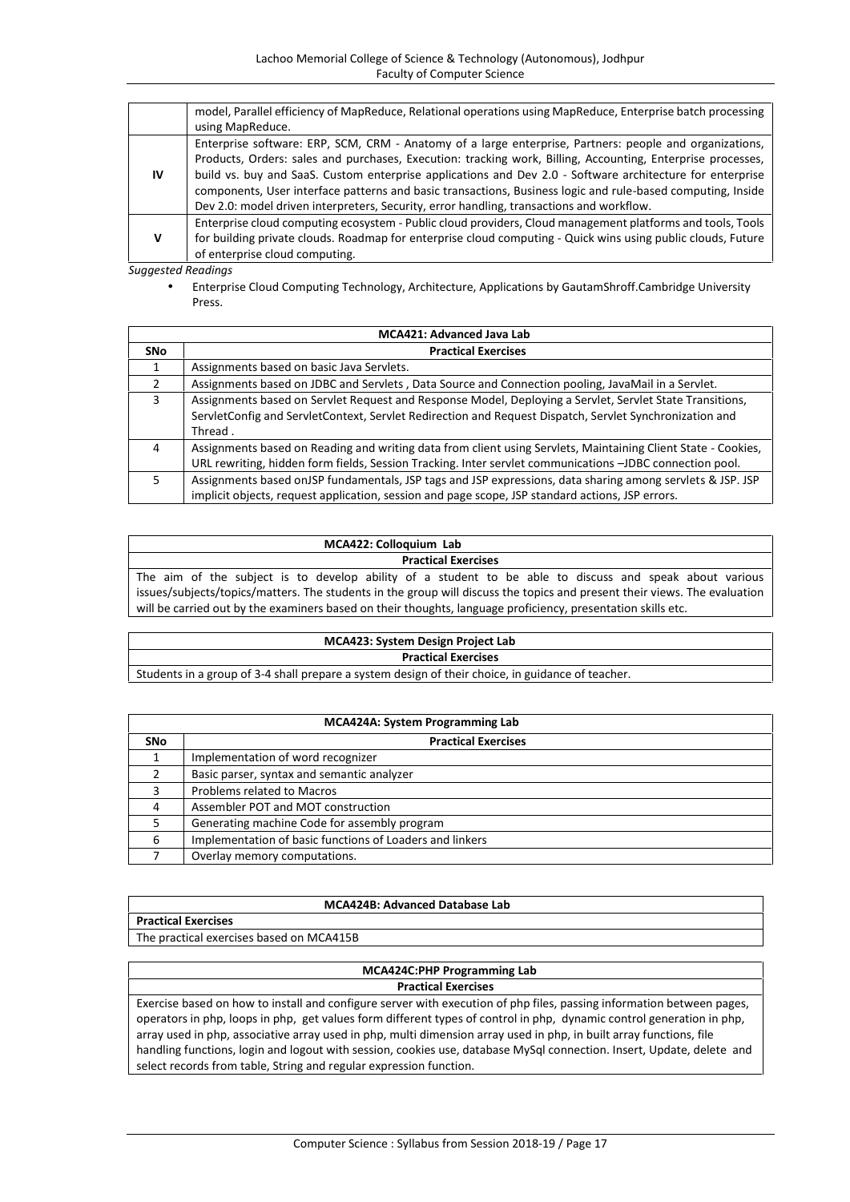| | |
|---|---|
| | model, Parallel efficiency of MapReduce, Relational operations using MapReduce, Enterprise batch processing using MapReduce. |
| IV | Enterprise software: ERP, SCM, CRM - Anatomy of a large enterprise, Partners: people and organizations, Products, Orders: sales and purchases, Execution: tracking work, Billing, Accounting, Enterprise processes, build vs. buy and SaaS. Custom enterprise applications and Dev 2.0 - Software architecture for enterprise components, User interface patterns and basic transactions, Business logic and rule-based computing, Inside Dev 2.0: model driven interpreters, Security, error handling, transactions and workflow. |
| V | Enterprise cloud computing ecosystem - Public cloud providers, Cloud management platforms and tools, Tools for building private clouds. Roadmap for enterprise cloud computing - Quick wins using public clouds, Future of enterprise cloud computing. |

*Suggested Readings*

- Enterprise Cloud Computing Technology, Architecture, Applications by GautamShroff.Cambridge University Press.

**MCA421: Advanced Java Lab**

| SNo | Practical Exercises |
|---|---|
| 1 | Assignments based on basic Java Servlets. |
| 2 | Assignments based on JDBC and Servlets , Data Source and Connection pooling, JavaMail in a Servlet. |
| 3 | Assignments based on Servlet Request and Response Model, Deploying a Servlet, Servlet State Transitions, ServletConfig and ServletContext, Servlet Redirection and Request Dispatch, Servlet Synchronization and Thread . |
| 4 | Assignments based on Reading and writing data from client using Servlets, Maintaining Client State - Cookies, URL rewriting, hidden form fields, Session Tracking. Inter servlet communications –JDBC connection pool. |
| 5 | Assignments based onJSP fundamentals, JSP tags and JSP expressions, data sharing among servlets & JSP. JSP implicit objects, request application, session and page scope, JSP standard actions, JSP errors. |

**MCA422: Colloquium Lab**

**Practical Exercises**

The aim of the subject is to develop ability of a student to be able to discuss and speak about various issues/subjects/topics/matters. The students in the group will discuss the topics and present their views. The evaluation will be carried out by the examiners based on their thoughts, language proficiency, presentation skills etc.

**MCA423: System Design Project Lab**

**Practical Exercises**

Students in a group of 3-4 shall prepare a system design of their choice, in guidance of teacher.

**MCA424A: System Programming Lab**

| SNo | Practical Exercises |
|---|---|
| 1 | Implementation of word recognizer |
| 2 | Basic parser, syntax and semantic analyzer |
| 3 | Problems related to Macros |
| 4 | Assembler POT and MOT construction |
| 5 | Generating machine Code for assembly program |
| 6 | Implementation of basic functions of Loaders and linkers |
| 7 | Overlay memory computations. |

**MCA424B: Advanced Database Lab**

**Practical Exercises**

The practical exercises based on MCA415B

**MCA424C:PHP Programming Lab**

**Practical Exercises**

Exercise based on how to install and configure server with execution of php files, passing information between pages, operators in php, loops in php, get values form different types of control in php, dynamic control generation in php, array used in php, associative array used in php, multi dimension array used in php, in built array functions, file handling functions, login and logout with session, cookies use, database MySql connection. Insert, Update, delete and select records from table, String and regular expression function.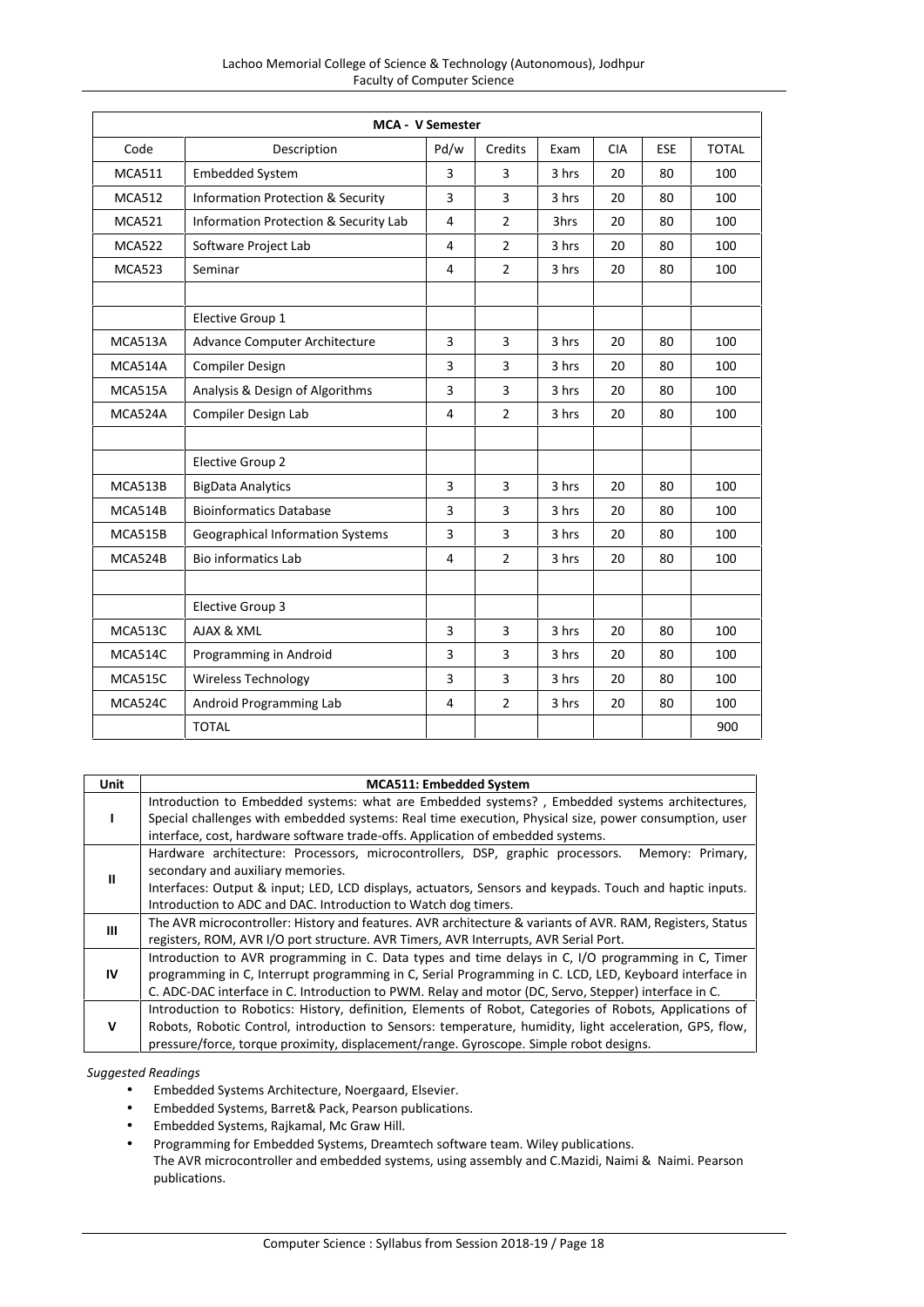| MCA - V Semester | | | | | | | |
|---|---|---|---|---|---|---|---|
| Code | Description | Pd/w | Credits | Exam | CIA | ESE | TOTAL |
| MCA511 | Embedded System | 3 | 3 | 3 hrs | 20 | 80 | 100 |
| MCA512 | Information Protection & Security | 3 | 3 | 3 hrs | 20 | 80 | 100 |
| MCA521 | Information Protection & Security Lab | 4 | 2 | 3hrs | 20 | 80 | 100 |
| MCA522 | Software Project Lab | 4 | 2 | 3 hrs | 20 | 80 | 100 |
| MCA523 | Seminar | 4 | 2 | 3 hrs | 20 | 80 | 100 |
| | | | | | | | |
| | Elective Group 1 | | | | | | |
| MCA513A | Advance Computer Architecture | 3 | 3 | 3 hrs | 20 | 80 | 100 |
| MCA514A | Compiler Design | 3 | 3 | 3 hrs | 20 | 80 | 100 |
| MCA515A | Analysis & Design of Algorithms | 3 | 3 | 3 hrs | 20 | 80 | 100 |
| MCA524A | Compiler Design Lab | 4 | 2 | 3 hrs | 20 | 80 | 100 |
| | | | | | | | |
| | Elective Group 2 | | | | | | |
| MCA513B | BigData Analytics | 3 | 3 | 3 hrs | 20 | 80 | 100 |
| MCA514B | Bioinformatics Database | 3 | 3 | 3 hrs | 20 | 80 | 100 |
| MCA515B | Geographical Information Systems | 3 | 3 | 3 hrs | 20 | 80 | 100 |
| MCA524B | Bio informatics Lab | 4 | 2 | 3 hrs | 20 | 80 | 100 |
| | | | | | | | |
| | Elective Group 3 | | | | | | |
| MCA513C | AJAX & XML | 3 | 3 | 3 hrs | 20 | 80 | 100 |
| MCA514C | Programming in Android | 3 | 3 | 3 hrs | 20 | 80 | 100 |
| MCA515C | Wireless Technology | 3 | 3 | 3 hrs | 20 | 80 | 100 |
| MCA524C | Android Programming Lab | 4 | 2 | 3 hrs | 20 | 80 | 100 |
| | TOTAL | | | | | | 900 |

| Unit | MCA511: Embedded System |
|---|---|
| I | Introduction to Embedded systems: what are Embedded systems? , Embedded systems architectures, Special challenges with embedded systems: Real time execution, Physical size, power consumption, user interface, cost, hardware software trade-offs. Application of embedded systems. |
| II | Hardware architecture: Processors, microcontrollers, DSP, graphic processors. Memory: Primary, secondary and auxiliary memories. Interfaces: Output & input; LED, LCD displays, actuators, Sensors and keypads. Touch and haptic inputs. Introduction to ADC and DAC. Introduction to Watch dog timers. |
| III | The AVR microcontroller: History and features. AVR architecture & variants of AVR. RAM, Registers, Status registers, ROM, AVR I/O port structure. AVR Timers, AVR Interrupts, AVR Serial Port. |
| IV | Introduction to AVR programming in C. Data types and time delays in C, I/O programming in C, Timer programming in C, Interrupt programming in C, Serial Programming in C. LCD, LED, Keyboard interface in C. ADC-DAC interface in C. Introduction to PWM. Relay and motor (DC, Servo, Stepper) interface in C. |
| V | Introduction to Robotics: History, definition, Elements of Robot, Categories of Robots, Applications of Robots, Robotic Control, introduction to Sensors: temperature, humidity, light acceleration, GPS, flow, pressure/force, torque proximity, displacement/range. Gyroscope. Simple robot designs. |

*Suggested Readings*

- Embedded Systems Architecture, Noergaard, Elsevier.
- Embedded Systems, Barret& Pack, Pearson publications.
- Embedded Systems, Rajkamal, Mc Graw Hill.
- Programming for Embedded Systems, Dreamtech software team. Wiley publications.
  The AVR microcontroller and embedded systems, using assembly and C.Mazidi, Naimi & Naimi. Pearson publications.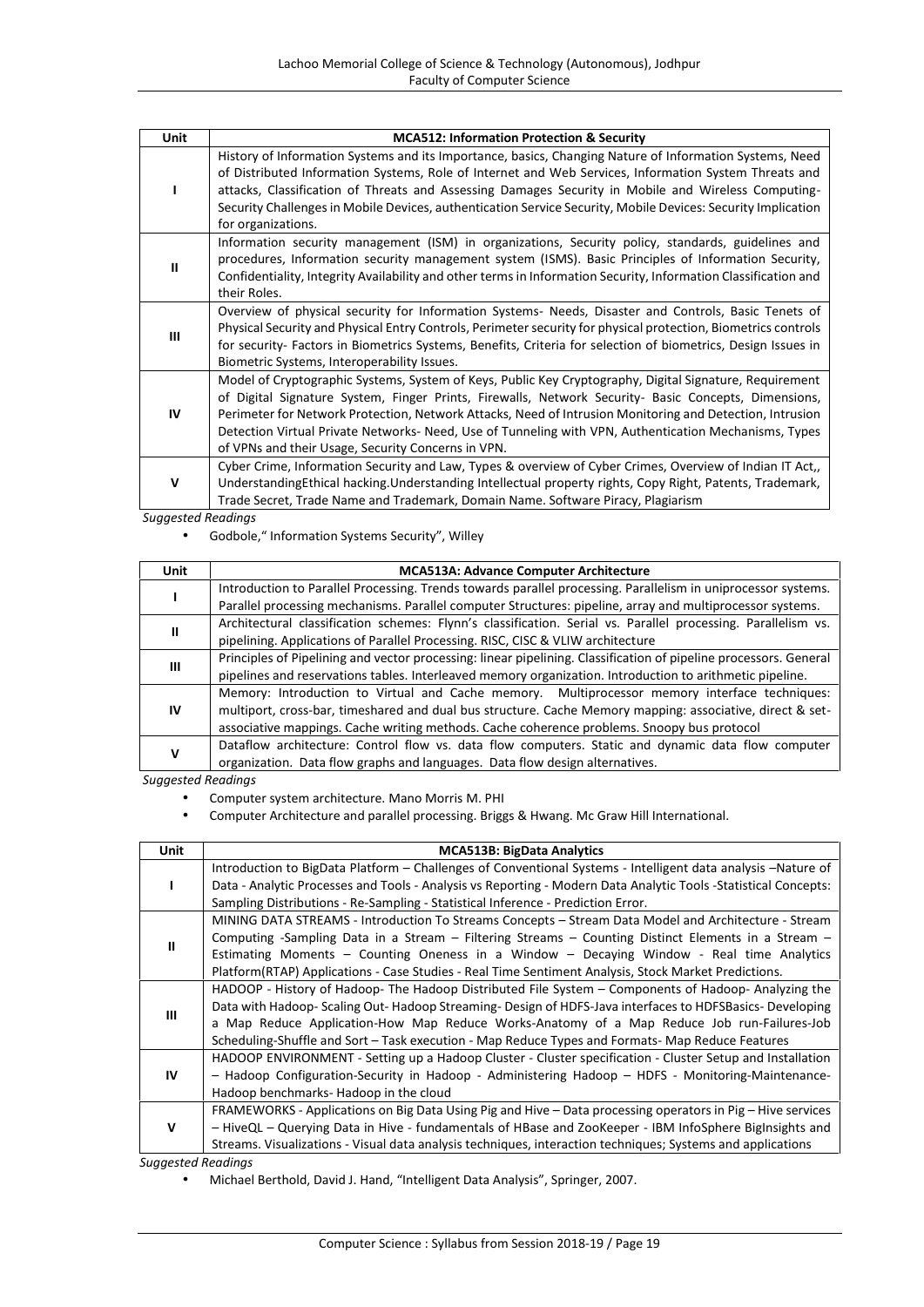| Unit | MCA512: Information Protection & Security |
|---|---|
| I | History of Information Systems and its Importance, basics, Changing Nature of Information Systems, Need of Distributed Information Systems, Role of Internet and Web Services, Information System Threats and attacks, Classification of Threats and Assessing Damages Security in Mobile and Wireless Computing- Security Challenges in Mobile Devices, authentication Service Security, Mobile Devices: Security Implication for organizations. |
| II | Information security management (ISM) in organizations, Security policy, standards, guidelines and procedures, Information security management system (ISMS). Basic Principles of Information Security, Confidentiality, Integrity Availability and other terms in Information Security, Information Classification and their Roles. |
| III | Overview of physical security for Information Systems- Needs, Disaster and Controls, Basic Tenets of Physical Security and Physical Entry Controls, Perimeter security for physical protection, Biometrics controls for security- Factors in Biometrics Systems, Benefits, Criteria for selection of biometrics, Design Issues in Biometric Systems, Interoperability Issues. |
| IV | Model of Cryptographic Systems, System of Keys, Public Key Cryptography, Digital Signature, Requirement of Digital Signature System, Finger Prints, Firewalls, Network Security- Basic Concepts, Dimensions, Perimeter for Network Protection, Network Attacks, Need of Intrusion Monitoring and Detection, Intrusion Detection Virtual Private Networks- Need, Use of Tunneling with VPN, Authentication Mechanisms, Types of VPNs and their Usage, Security Concerns in VPN. |
| V | Cyber Crime, Information Security and Law, Types & overview of Cyber Crimes, Overview of Indian IT Act,, UnderstandingEthical hacking.Understanding Intellectual property rights, Copy Right, Patents, Trademark, Trade Secret, Trade Name and Trademark, Domain Name. Software Piracy, Plagiarism |

*Suggested Readings*

- Godbole," Information Systems Security", Willey

| Unit | MCA513A: Advance Computer Architecture |
|---|---|
| I | Introduction to Parallel Processing. Trends towards parallel processing. Parallelism in uniprocessor systems. Parallel processing mechanisms. Parallel computer Structures: pipeline, array and multiprocessor systems. |
| II | Architectural classification schemes: Flynn's classification. Serial vs. Parallel processing. Parallelism vs. pipelining. Applications of Parallel Processing. RISC, CISC & VLIW architecture |
| III | Principles of Pipelining and vector processing: linear pipelining. Classification of pipeline processors. General pipelines and reservations tables. Interleaved memory organization. Introduction to arithmetic pipeline. |
| IV | Memory: Introduction to Virtual and Cache memory. Multiprocessor memory interface techniques: multiport, cross-bar, timeshared and dual bus structure. Cache Memory mapping: associative, direct & set-associative mappings. Cache writing methods. Cache coherence problems. Snoopy bus protocol |
| V | Dataflow architecture: Control flow vs. data flow computers. Static and dynamic data flow computer organization. Data flow graphs and languages. Data flow design alternatives. |

*Suggested Readings*

- Computer system architecture. Mano Morris M. PHI
- Computer Architecture and parallel processing. Briggs & Hwang. Mc Graw Hill International.

| Unit | MCA513B: BigData Analytics |
|---|---|
| I | Introduction to BigData Platform – Challenges of Conventional Systems - Intelligent data analysis –Nature of Data - Analytic Processes and Tools - Analysis vs Reporting - Modern Data Analytic Tools -Statistical Concepts: Sampling Distributions - Re-Sampling - Statistical Inference - Prediction Error. |
| II | MINING DATA STREAMS - Introduction To Streams Concepts – Stream Data Model and Architecture - Stream Computing -Sampling Data in a Stream – Filtering Streams – Counting Distinct Elements in a Stream – Estimating Moments – Counting Oneness in a Window – Decaying Window - Real time Analytics Platform(RTAP) Applications - Case Studies - Real Time Sentiment Analysis, Stock Market Predictions. |
| III | HADOOP - History of Hadoop- The Hadoop Distributed File System – Components of Hadoop- Analyzing the Data with Hadoop- Scaling Out- Hadoop Streaming- Design of HDFS-Java interfaces to HDFSBasics- Developing a Map Reduce Application-How Map Reduce Works-Anatomy of a Map Reduce Job run-Failures-Job Scheduling-Shuffle and Sort – Task execution - Map Reduce Types and Formats- Map Reduce Features |
| IV | HADOOP ENVIRONMENT - Setting up a Hadoop Cluster - Cluster specification - Cluster Setup and Installation – Hadoop Configuration-Security in Hadoop - Administering Hadoop – HDFS - Monitoring-Maintenance-Hadoop benchmarks- Hadoop in the cloud |
| V | FRAMEWORKS - Applications on Big Data Using Pig and Hive – Data processing operators in Pig – Hive services – HiveQL – Querying Data in Hive - fundamentals of HBase and ZooKeeper - IBM InfoSphere BigInsights and Streams. Visualizations - Visual data analysis techniques, interaction techniques; Systems and applications |

*Suggested Readings*

- Michael Berthold, David J. Hand, "Intelligent Data Analysis", Springer, 2007.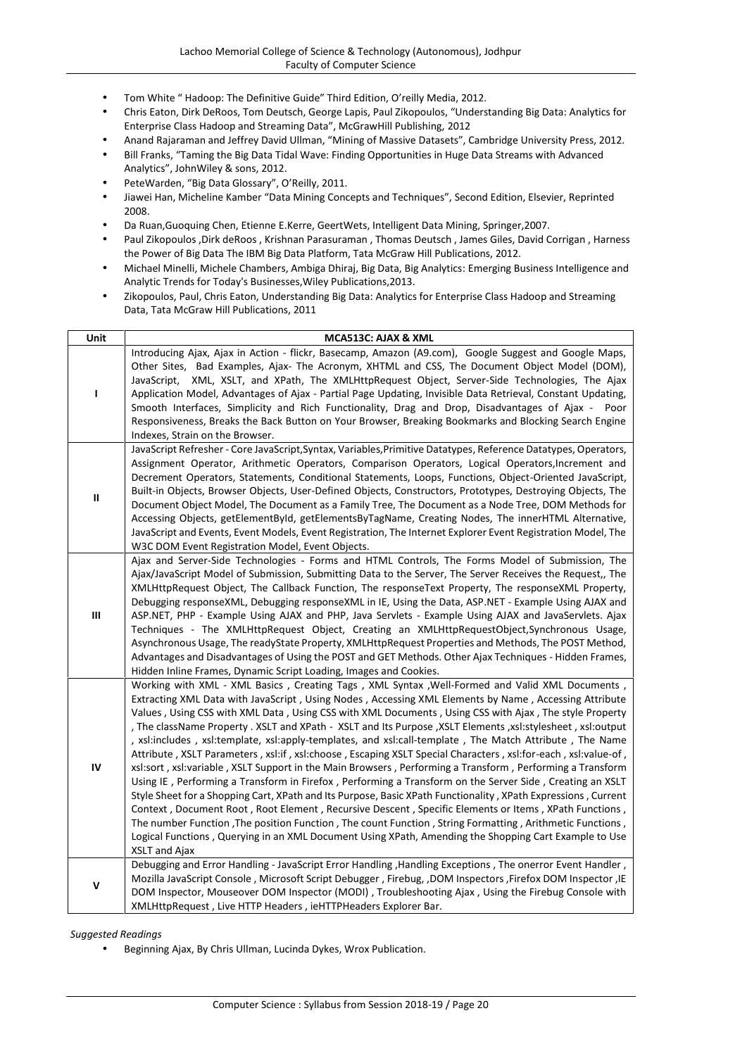- Tom White " Hadoop: The Definitive Guide" Third Edition, O'reilly Media, 2012.
- Chris Eaton, Dirk DeRoos, Tom Deutsch, George Lapis, Paul Zikopoulos, "Understanding Big Data: Analytics for Enterprise Class Hadoop and Streaming Data", McGrawHill Publishing, 2012
- Anand Rajaraman and Jeffrey David Ullman, "Mining of Massive Datasets", Cambridge University Press, 2012.
- Bill Franks, "Taming the Big Data Tidal Wave: Finding Opportunities in Huge Data Streams with Advanced Analytics", JohnWiley & sons, 2012.
- PeteWarden, "Big Data Glossary", O'Reilly, 2011.
- Jiawei Han, Micheline Kamber "Data Mining Concepts and Techniques", Second Edition, Elsevier, Reprinted 2008.
- Da Ruan,Guoquing Chen, Etienne E.Kerre, GeertWets, Intelligent Data Mining, Springer,2007.
- Paul Zikopoulos ,Dirk deRoos , Krishnan Parasuraman , Thomas Deutsch , James Giles, David Corrigan , Harness the Power of Big Data The IBM Big Data Platform, Tata McGraw Hill Publications, 2012.
- Michael Minelli, Michele Chambers, Ambiga Dhiraj, Big Data, Big Analytics: Emerging Business Intelligence and Analytic Trends for Today's Businesses,Wiley Publications,2013.
- Zikopoulos, Paul, Chris Eaton, Understanding Big Data: Analytics for Enterprise Class Hadoop and Streaming Data, Tata McGraw Hill Publications, 2011

| Unit | MCA513C: AJAX & XML |
|---|---|
| I | Introducing Ajax, Ajax in Action - flickr, Basecamp, Amazon (A9.com), Google Suggest and Google Maps, Other Sites, Bad Examples, Ajax- The Acronym, XHTML and CSS, The Document Object Model (DOM), JavaScript, XML, XSLT, and XPath, The XMLHttpRequest Object, Server-Side Technologies, The Ajax Application Model, Advantages of Ajax - Partial Page Updating, Invisible Data Retrieval, Constant Updating, Smooth Interfaces, Simplicity and Rich Functionality, Drag and Drop, Disadvantages of Ajax - Poor Responsiveness, Breaks the Back Button on Your Browser, Breaking Bookmarks and Blocking Search Engine Indexes, Strain on the Browser. |
| II | JavaScript Refresher - Core JavaScript,Syntax, Variables,Primitive Datatypes, Reference Datatypes, Operators, Assignment Operator, Arithmetic Operators, Comparison Operators, Logical Operators,Increment and Decrement Operators, Statements, Conditional Statements, Loops, Functions, Object-Oriented JavaScript, Built-in Objects, Browser Objects, User-Defined Objects, Constructors, Prototypes, Destroying Objects, The Document Object Model, The Document as a Family Tree, The Document as a Node Tree, DOM Methods for Accessing Objects, getElementById, getElementsByTagName, Creating Nodes, The innerHTML Alternative, JavaScript and Events, Event Models, Event Registration, The Internet Explorer Event Registration Model, The W3C DOM Event Registration Model, Event Objects. |
| III | Ajax and Server-Side Technologies - Forms and HTML Controls, The Forms Model of Submission, The Ajax/JavaScript Model of Submission, Submitting Data to the Server, The Server Receives the Request,, The XMLHttpRequest Object, The Callback Function, The responseText Property, The responseXML Property, Debugging responseXML, Debugging responseXML in IE, Using the Data, ASP.NET - Example Using AJAX and ASP.NET, PHP - Example Using AJAX and PHP, Java Servlets - Example Using AJAX and JavaServlets. Ajax Techniques - The XMLHttpRequest Object, Creating an XMLHttpRequestObject,Synchronous Usage, Asynchronous Usage, The readyState Property, XMLHttpRequest Properties and Methods, The POST Method, Advantages and Disadvantages of Using the POST and GET Methods. Other Ajax Techniques - Hidden Frames, Hidden Inline Frames, Dynamic Script Loading, Images and Cookies. |
| IV | Working with XML - XML Basics , Creating Tags , XML Syntax ,Well-Formed and Valid XML Documents , Extracting XML Data with JavaScript , Using Nodes , Accessing XML Elements by Name , Accessing Attribute Values , Using CSS with XML Data , Using CSS with XML Documents , Using CSS with Ajax , The style Property , The className Property . XSLT and XPath - XSLT and Its Purpose ,XSLT Elements ,xsl:stylesheet , xsl:output , xsl:includes , xsl:template, xsl:apply-templates, and xsl:call-template , The Match Attribute , The Name Attribute , XSLT Parameters , xsl:if , xsl:choose , Escaping XSLT Special Characters , xsl:for-each , xsl:value-of , xsl:sort , xsl:variable , XSLT Support in the Main Browsers , Performing a Transform , Performing a Transform Using IE , Performing a Transform in Firefox , Performing a Transform on the Server Side , Creating an XSLT Style Sheet for a Shopping Cart, XPath and Its Purpose, Basic XPath Functionality , XPath Expressions , Current Context , Document Root , Root Element , Recursive Descent , Specific Elements or Items , XPath Functions , The number Function ,The position Function , The count Function , String Formatting , Arithmetic Functions , Logical Functions , Querying in an XML Document Using XPath, Amending the Shopping Cart Example to Use XSLT and Ajax |
| V | Debugging and Error Handling - JavaScript Error Handling ,Handling Exceptions , The onerror Event Handler , Mozilla JavaScript Console , Microsoft Script Debugger , Firebug, ,DOM Inspectors ,Firefox DOM Inspector ,IE DOM Inspector, Mouseover DOM Inspector (MODI) , Troubleshooting Ajax , Using the Firebug Console with XMLHttpRequest , Live HTTP Headers , ieHTTPHeaders Explorer Bar. |

*Suggested Readings*

- Beginning Ajax, By Chris Ullman, Lucinda Dykes, Wrox Publication.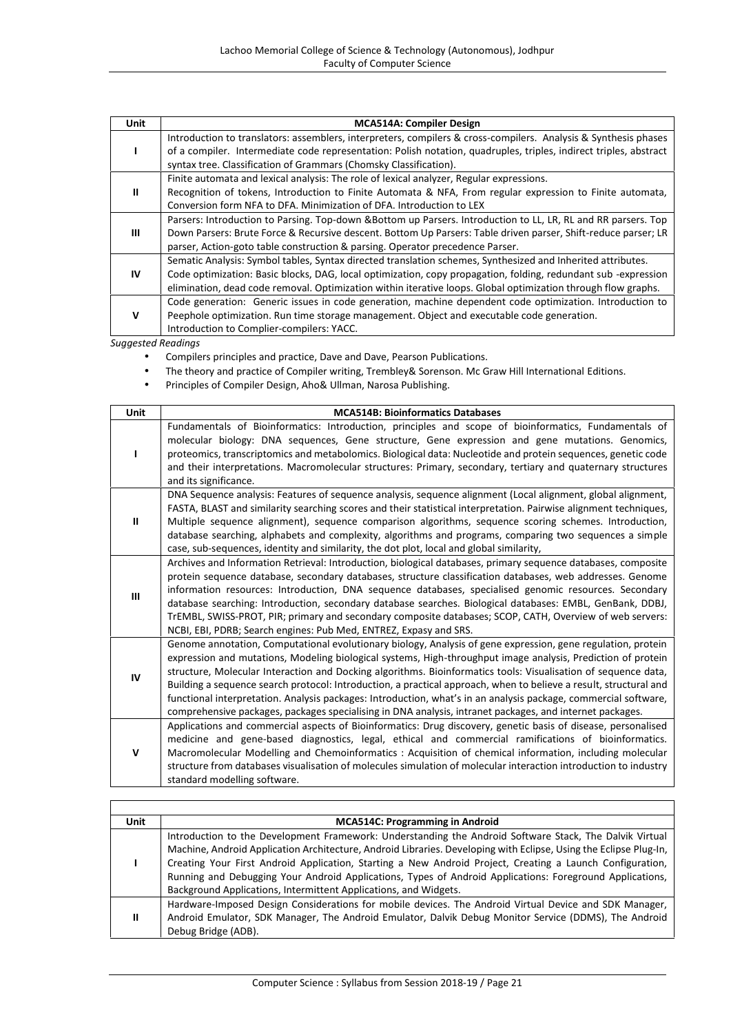| Unit | MCA514A: Compiler Design |
|---|---|
| I | Introduction to translators: assemblers, interpreters, compilers & cross-compilers. Analysis & Synthesis phases of a compiler. Intermediate code representation: Polish notation, quadruples, triples, indirect triples, abstract syntax tree. Classification of Grammars (Chomsky Classification). |
| II | Finite automata and lexical analysis: The role of lexical analyzer, Regular expressions. Recognition of tokens, Introduction to Finite Automata & NFA, From regular expression to Finite automata, Conversion form NFA to DFA. Minimization of DFA. Introduction to LEX |
| III | Parsers: Introduction to Parsing. Top-down &Bottom up Parsers. Introduction to LL, LR, RL and RR parsers. Top Down Parsers: Brute Force & Recursive descent. Bottom Up Parsers: Table driven parser, Shift-reduce parser; LR parser, Action-goto table construction & parsing. Operator precedence Parser. |
| IV | Sematic Analysis: Symbol tables, Syntax directed translation schemes, Synthesized and Inherited attributes. Code optimization: Basic blocks, DAG, local optimization, copy propagation, folding, redundant sub -expression elimination, dead code removal. Optimization within iterative loops. Global optimization through flow graphs. |
| V | Code generation: Generic issues in code generation, machine dependent code optimization. Introduction to Peephole optimization. Run time storage management. Object and executable code generation. Introduction to Complier-compilers: YACC. |

*Suggested Readings*

- Compilers principles and practice, Dave and Dave, Pearson Publications.
- The theory and practice of Compiler writing, Trembley& Sorenson. Mc Graw Hill International Editions.
- Principles of Compiler Design, Aho& Ullman, Narosa Publishing.

| Unit | MCA514B: Bioinformatics Databases |
|---|---|
| I | Fundamentals of Bioinformatics: Introduction, principles and scope of bioinformatics, Fundamentals of molecular biology: DNA sequences, Gene structure, Gene expression and gene mutations. Genomics, proteomics, transcriptomics and metabolomics. Biological data: Nucleotide and protein sequences, genetic code and their interpretations. Macromolecular structures: Primary, secondary, tertiary and quaternary structures and its significance. |
| II | DNA Sequence analysis: Features of sequence analysis, sequence alignment (Local alignment, global alignment, FASTA, BLAST and similarity searching scores and their statistical interpretation. Pairwise alignment techniques, Multiple sequence alignment), sequence comparison algorithms, sequence scoring schemes. Introduction, database searching, alphabets and complexity, algorithms and programs, comparing two sequences a simple case, sub-sequences, identity and similarity, the dot plot, local and global similarity, |
| III | Archives and Information Retrieval: Introduction, biological databases, primary sequence databases, composite protein sequence database, secondary databases, structure classification databases, web addresses. Genome information resources: Introduction, DNA sequence databases, specialised genomic resources. Secondary database searching: Introduction, secondary database searches. Biological databases: EMBL, GenBank, DDBJ, TrEMBL, SWISS-PROT, PIR; primary and secondary composite databases; SCOP, CATH, Overview of web servers: NCBI, EBI, PDRB; Search engines: Pub Med, ENTREZ, Expasy and SRS. |
| IV | Genome annotation, Computational evolutionary biology, Analysis of gene expression, gene regulation, protein expression and mutations, Modeling biological systems, High-throughput image analysis, Prediction of protein structure, Molecular Interaction and Docking algorithms. Bioinformatics tools: Visualisation of sequence data, Building a sequence search protocol: Introduction, a practical approach, when to believe a result, structural and functional interpretation. Analysis packages: Introduction, what's in an analysis package, commercial software, comprehensive packages, packages specialising in DNA analysis, intranet packages, and internet packages. |
| V | Applications and commercial aspects of Bioinformatics: Drug discovery, genetic basis of disease, personalised medicine and gene-based diagnostics, legal, ethical and commercial ramifications of bioinformatics. Macromolecular Modelling and Chemoinformatics : Acquisition of chemical information, including molecular structure from databases visualisation of molecules simulation of molecular interaction introduction to industry standard modelling software. |

| Unit | MCA514C: Programming in Android |
|---|---|
| I | Introduction to the Development Framework: Understanding the Android Software Stack, The Dalvik Virtual Machine, Android Application Architecture, Android Libraries. Developing with Eclipse, Using the Eclipse Plug-In, Creating Your First Android Application, Starting a New Android Project, Creating a Launch Configuration, Running and Debugging Your Android Applications, Types of Android Applications: Foreground Applications, Background Applications, Intermittent Applications, and Widgets. |
| II | Hardware-Imposed Design Considerations for mobile devices. The Android Virtual Device and SDK Manager, Android Emulator, SDK Manager, The Android Emulator, Dalvik Debug Monitor Service (DDMS), The Android Debug Bridge (ADB). |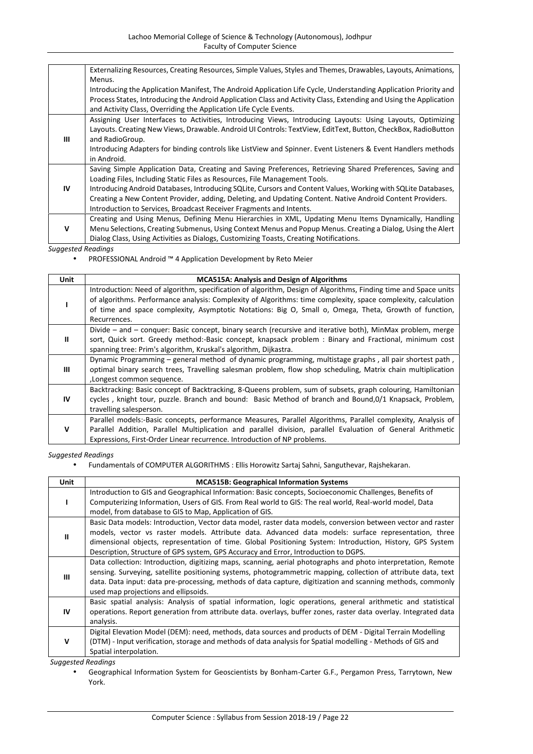| | |
|---|---|
| | Externalizing Resources, Creating Resources, Simple Values, Styles and Themes, Drawables, Layouts, Animations, Menus.<br>Introducing the Application Manifest, The Android Application Life Cycle, Understanding Application Priority and Process States, Introducing the Android Application Class and Activity Class, Extending and Using the Application and Activity Class, Overriding the Application Life Cycle Events. |
| III | Assigning User Interfaces to Activities, Introducing Views, Introducing Layouts: Using Layouts, Optimizing Layouts. Creating New Views, Drawable. Android UI Controls: TextView, EditText, Button, CheckBox, RadioButton and RadioGroup.<br>Introducing Adapters for binding controls like ListView and Spinner. Event Listeners & Event Handlers methods in Android. |
| IV | Saving Simple Application Data, Creating and Saving Preferences, Retrieving Shared Preferences, Saving and Loading Files, Including Static Files as Resources, File Management Tools.<br>Introducing Android Databases, Introducing SQLite, Cursors and Content Values, Working with SQLite Databases, Creating a New Content Provider, adding, Deleting, and Updating Content. Native Android Content Providers.<br>Introduction to Services, Broadcast Receiver Fragments and Intents. |
| V | Creating and Using Menus, Defining Menu Hierarchies in XML, Updating Menu Items Dynamically, Handling Menu Selections, Creating Submenus, Using Context Menus and Popup Menus. Creating a Dialog, Using the Alert Dialog Class, Using Activities as Dialogs, Customizing Toasts, Creating Notifications. |

*Suggested Readings*

- PROFESSIONAL Android ™ 4 Application Development by Reto Meier

| Unit | MCA515A: Analysis and Design of Algorithms |
|---|---|
| I | Introduction: Need of algorithm, specification of algorithm, Design of Algorithms, Finding time and Space units of algorithms. Performance analysis: Complexity of Algorithms: time complexity, space complexity, calculation of time and space complexity, Asymptotic Notations: Big O, Small o, Omega, Theta, Growth of function, Recurrences. |
| II | Divide – and – conquer: Basic concept, binary search (recursive and iterative both), MinMax problem, merge sort, Quick sort. Greedy method:-Basic concept, knapsack problem : Binary and Fractional, minimum cost spanning tree: Prim's algorithm, Kruskal's algorithm, Dijkastra. |
| III | Dynamic Programming – general method of dynamic programming, multistage graphs , all pair shortest path , optimal binary search trees, Travelling salesman problem, flow shop scheduling, Matrix chain multiplication ,Longest common sequence. |
| IV | Backtracking: Basic concept of Backtracking, 8-Queens problem, sum of subsets, graph colouring, Hamiltonian cycles , knight tour, puzzle. Branch and bound: Basic Method of branch and Bound,0/1 Knapsack, Problem, travelling salesperson. |
| V | Parallel models:-Basic concepts, performance Measures, Parallel Algorithms, Parallel complexity, Analysis of Parallel Addition, Parallel Multiplication and parallel division, parallel Evaluation of General Arithmetic Expressions, First-Order Linear recurrence. Introduction of NP problems. |

*Suggested Readings*

- Fundamentals of COMPUTER ALGORITHMS : Ellis Horowitz Sartaj Sahni, Sanguthevar, Rajshekaran.

| Unit | MCA515B: Geographical Information Systems |
|---|---|
| I | Introduction to GIS and Geographical Information: Basic concepts, Socioeconomic Challenges, Benefits of Computerizing Information, Users of GIS. From Real world to GIS: The real world, Real-world model, Data model, from database to GIS to Map, Application of GIS. |
| II | Basic Data models: Introduction, Vector data model, raster data models, conversion between vector and raster models, vector vs raster models. Attribute data. Advanced data models: surface representation, three dimensional objects, representation of time. Global Positioning System: Introduction, History, GPS System Description, Structure of GPS system, GPS Accuracy and Error, Introduction to DGPS. |
| III | Data collection: Introduction, digitizing maps, scanning, aerial photographs and photo interpretation, Remote sensing. Surveying, satellite positioning systems, photogrammetric mapping, collection of attribute data, text data. Data input: data pre-processing, methods of data capture, digitization and scanning methods, commonly used map projections and ellipsoids. |
| IV | Basic spatial analysis: Analysis of spatial information, logic operations, general arithmetic and statistical operations. Report generation from attribute data. overlays, buffer zones, raster data overlay. Integrated data analysis. |
| V | Digital Elevation Model (DEM): need, methods, data sources and products of DEM - Digital Terrain Modelling (DTM) - Input verification, storage and methods of data analysis for Spatial modelling - Methods of GIS and Spatial interpolation. |

*Suggested Readings*

- Geographical Information System for Geoscientists by Bonham-Carter G.F., Pergamon Press, Tarrytown, New York.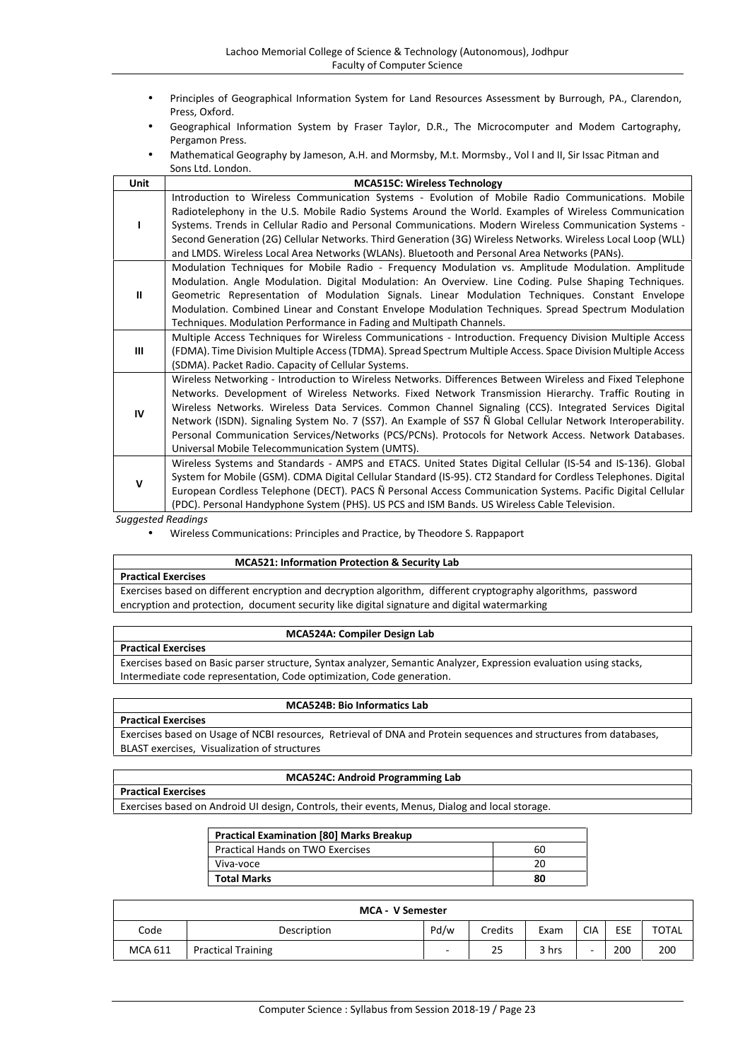- Principles of Geographical Information System for Land Resources Assessment by Burrough, PA., Clarendon, Press, Oxford.
- Geographical Information System by Fraser Taylor, D.R., The Microcomputer and Modem Cartography, Pergamon Press.
- Mathematical Geography by Jameson, A.H. and Mormsby, M.t. Mormsby., Vol I and II, Sir Issac Pitman and Sons Ltd. London.

| Unit | MCA515C: Wireless Technology |
|---|---|
| I | Introduction to Wireless Communication Systems - Evolution of Mobile Radio Communications. Mobile Radiotelephony in the U.S. Mobile Radio Systems Around the World. Examples of Wireless Communication Systems. Trends in Cellular Radio and Personal Communications. Modern Wireless Communication Systems - Second Generation (2G) Cellular Networks. Third Generation (3G) Wireless Networks. Wireless Local Loop (WLL) and LMDS. Wireless Local Area Networks (WLANs). Bluetooth and Personal Area Networks (PANs). |
| II | Modulation Techniques for Mobile Radio - Frequency Modulation vs. Amplitude Modulation. Amplitude Modulation. Angle Modulation. Digital Modulation: An Overview. Line Coding. Pulse Shaping Techniques. Geometric Representation of Modulation Signals. Linear Modulation Techniques. Constant Envelope Modulation. Combined Linear and Constant Envelope Modulation Techniques. Spread Spectrum Modulation Techniques. Modulation Performance in Fading and Multipath Channels. |
| III | Multiple Access Techniques for Wireless Communications - Introduction. Frequency Division Multiple Access (FDMA). Time Division Multiple Access (TDMA). Spread Spectrum Multiple Access. Space Division Multiple Access (SDMA). Packet Radio. Capacity of Cellular Systems. |
| IV | Wireless Networking - Introduction to Wireless Networks. Differences Between Wireless and Fixed Telephone Networks. Development of Wireless Networks. Fixed Network Transmission Hierarchy. Traffic Routing in Wireless Networks. Wireless Data Services. Common Channel Signaling (CCS). Integrated Services Digital Network (ISDN). Signaling System No. 7 (SS7). An Example of SS7 Ñ Global Cellular Network Interoperability. Personal Communication Services/Networks (PCS/PCNs). Protocols for Network Access. Network Databases. Universal Mobile Telecommunication System (UMTS). |
| V | Wireless Systems and Standards - AMPS and ETACS. United States Digital Cellular (IS-54 and IS-136). Global System for Mobile (GSM). CDMA Digital Cellular Standard (IS-95). CT2 Standard for Cordless Telephones. Digital European Cordless Telephone (DECT). PACS Ñ Personal Access Communication Systems. Pacific Digital Cellular (PDC). Personal Handyphone System (PHS). US PCS and ISM Bands. US Wireless Cable Television. |

*Suggested Readings*

- Wireless Communications: Principles and Practice, by Theodore S. Rappaport

| MCA521: Information Protection & Security Lab |
|---|
| **Practical Exercises** |
| Exercises based on different encryption and decryption algorithm, different cryptography algorithms, password encryption and protection, document security like digital signature and digital watermarking |

| MCA524A: Compiler Design Lab |
|---|
| **Practical Exercises** |
| Exercises based on Basic parser structure, Syntax analyzer, Semantic Analyzer, Expression evaluation using stacks, Intermediate code representation, Code optimization, Code generation. |

| MCA524B: Bio Informatics Lab |
|---|
| **Practical Exercises** |
| Exercises based on Usage of NCBI resources, Retrieval of DNA and Protein sequences and structures from databases, BLAST exercises, Visualization of structures |

| MCA524C: Android Programming Lab |
|---|
| **Practical Exercises** |
| Exercises based on Android UI design, Controls, their events, Menus, Dialog and local storage. |

| **Practical Examination [80] Marks Breakup** | |
|---|---|
| Practical Hands on TWO Exercises | 60 |
| Viva-voce | 20 |
| **Total Marks** | **80** |

| **MCA - V Semester** | | | | | | | |
|---|---|---|---|---|---|---|---|
| Code | Description | Pd/w | Credits | Exam | CIA | ESE | TOTAL |
| MCA 611 | Practical Training | - | 25 | 3 hrs | - | 200 | 200 |